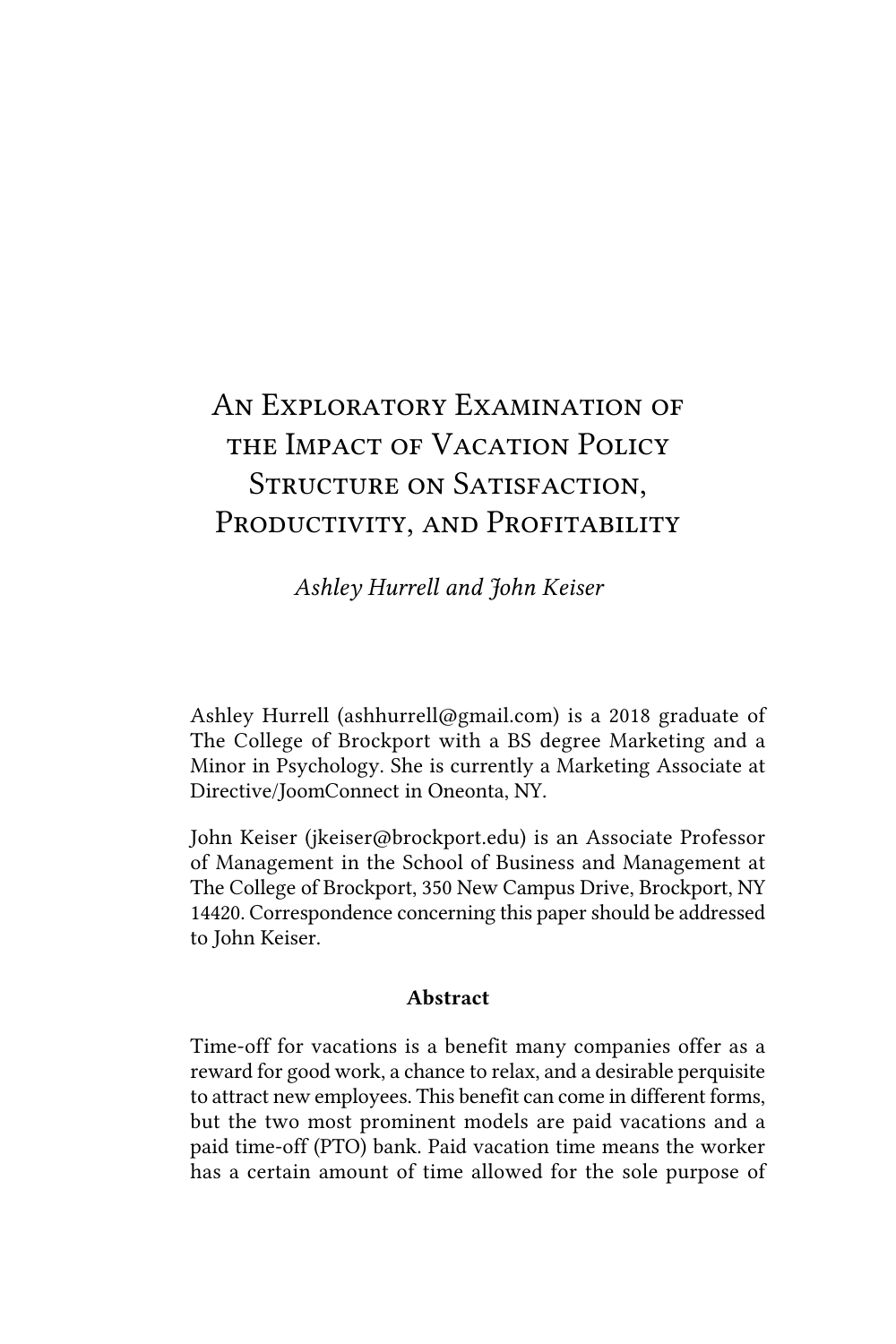# An Exploratory Examination of the Impact of Vacation Policy Structure on Satisfaction, Productivity, and Profitability

*Ashley Hurrell and John Keiser*

Ashley Hurrell (ashhurrell@gmail.com) is a 2018 graduate of The College of Brockport with a BS degree Marketing and a Minor in Psychology. She is currently a Marketing Associate at Directive/JoomConnect in Oneonta, NY.

John Keiser (jkeiser@brockport.edu) is an Associate Professor of Management in the School of Business and Management at The College of Brockport, 350 New Campus Drive, Brockport, NY 14420. Correspondence concerning this paper should be addressed to John Keiser.

## Abstract

Time-off for vacations is a benefit many companies offer as a reward for good work, a chance to relax, and a desirable perquisite to attract new employees. This benefit can come in different forms, but the two most prominent models are paid vacations and a paid time-off (PTO) bank. Paid vacation time means the worker has a certain amount of time allowed for the sole purpose of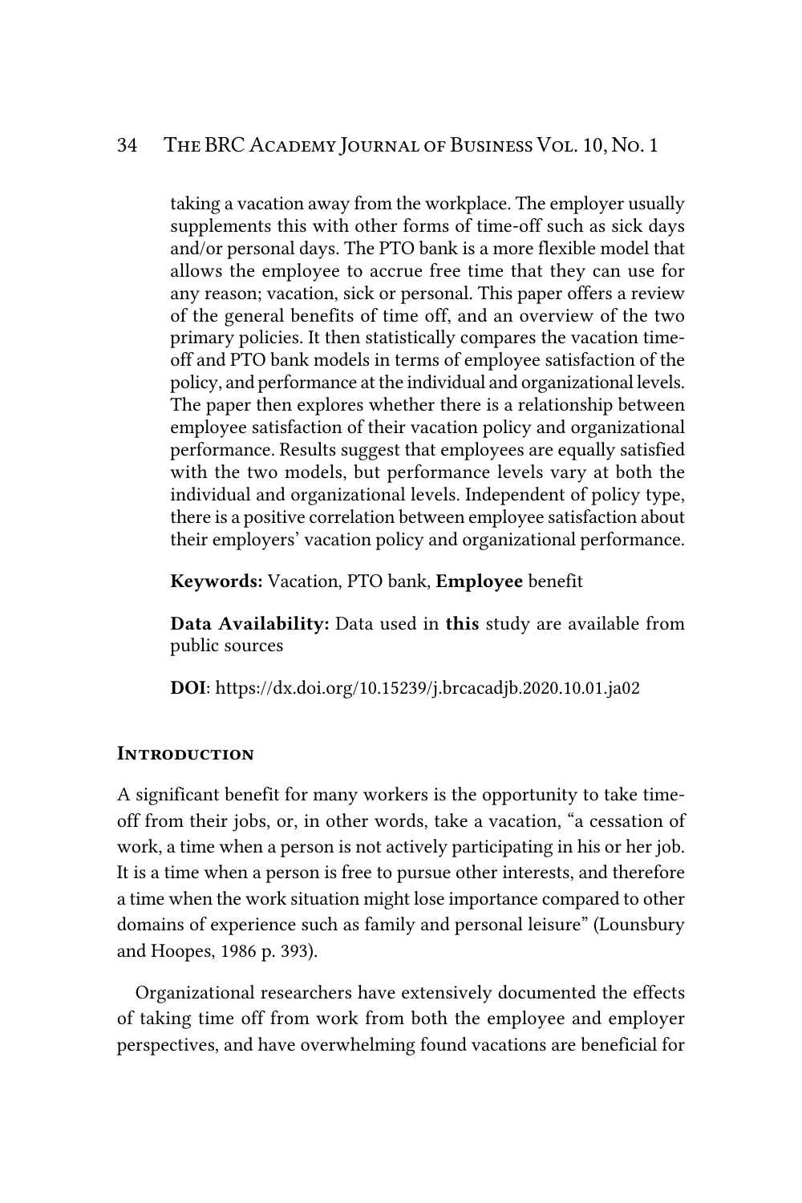taking a vacation away from the workplace. The employer usually supplements this with other forms of time-off such as sick days and/or personal days. The PTO bank is a more flexible model that allows the employee to accrue free time that they can use for any reason; vacation, sick or personal. This paper offers a review of the general benefits of time off, and an overview of the two primary policies. It then statistically compares the vacation time-off and PTO bank models in terms of employee satisfaction of the policy, and performance at the individual and organizational levels. The paper then explores whether there is a relationship between employee satisfaction of their vacation policy and organizational performance. Results suggest that employees are equally satisfied with the two models, but performance levels vary at both the individual and organizational levels. Independent of policy type, there is a positive correlation between employee satisfaction about their employers' vacation policy and organizational performance.

**Keywords:** Vacation, PTO bank, **Employee** benefit

**Data Availability:** Data used in **this** study are available from public sources

**DOI**: https://dx.doi.org/10.15239/j.brcacadjb.2020.10.01.ja02

## Introduction

A significant benefit for many workers is the opportunity to take time-off from their jobs, or, in other words, take a vacation, "a cessation of work, a time when a person is not actively participating in his or her job. It is a time when a person is free to pursue other interests, and therefore a time when the work situation might lose importance compared to other domains of experience such as family and personal leisure" (Lounsbury and Hoopes, 1986 p. 393).

Organizational researchers have extensively documented the effects of taking time off from work from both the employee and employer perspectives, and have overwhelming found vacations are beneficial for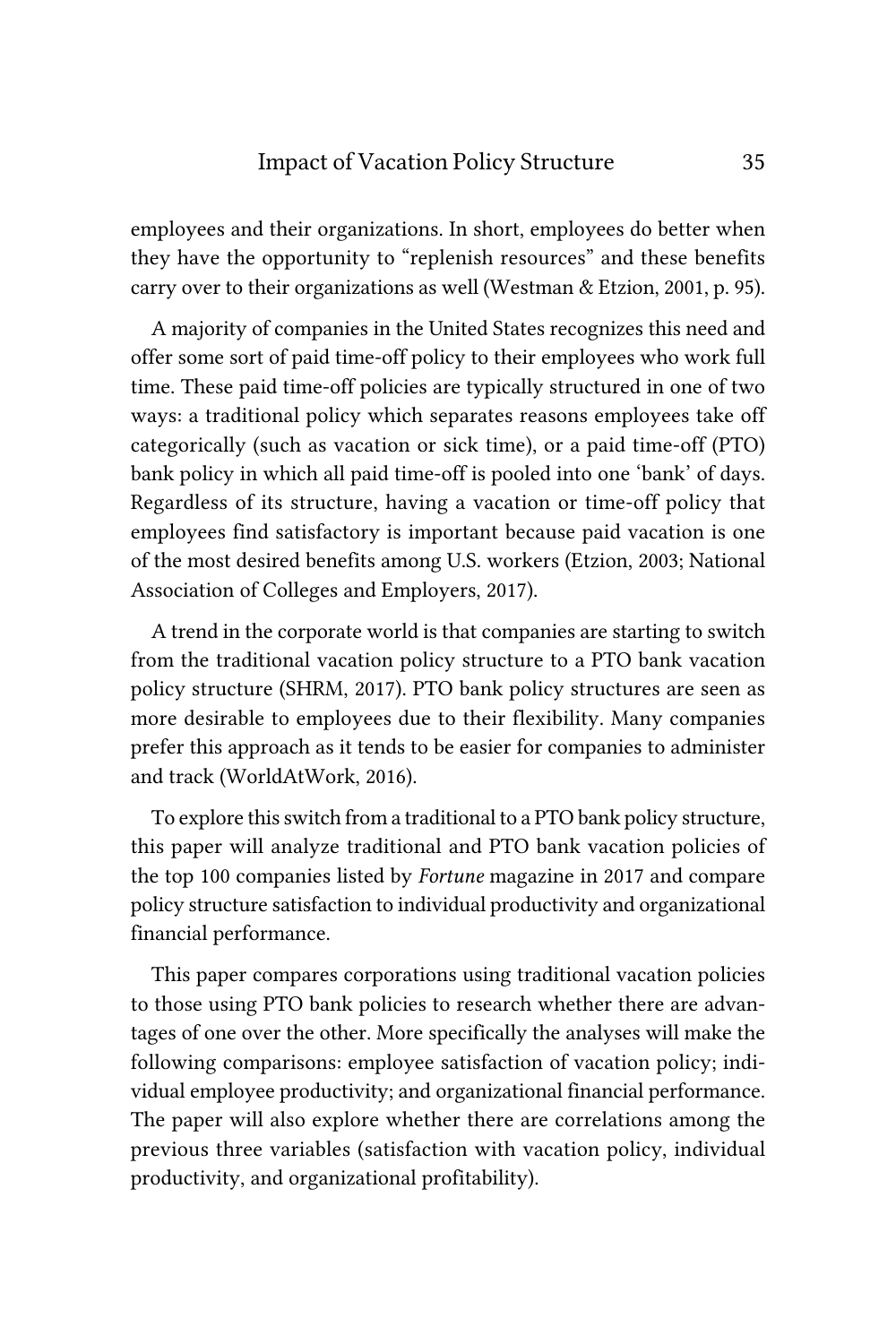employees and their organizations. In short, employees do better when they have the opportunity to "replenish resources" and these benefits carry over to their organizations as well (Westman & Etzion, 2001, p. 95).

A majority of companies in the United States recognizes this need and offer some sort of paid time-off policy to their employees who work full time. These paid time-off policies are typically structured in one of two ways: a traditional policy which separates reasons employees take off categorically (such as vacation or sick time), or a paid time-off (PTO) bank policy in which all paid time-off is pooled into one 'bank' of days. Regardless of its structure, having a vacation or time-off policy that employees find satisfactory is important because paid vacation is one of the most desired benefits among U.S. workers (Etzion, 2003; National Association of Colleges and Employers, 2017).

A trend in the corporate world is that companies are starting to switch from the traditional vacation policy structure to a PTO bank vacation policy structure (SHRM, 2017). PTO bank policy structures are seen as more desirable to employees due to their flexibility. Many companies prefer this approach as it tends to be easier for companies to administer and track (WorldAtWork, 2016).

To explore this switch from a traditional to a PTO bank policy structure, this paper will analyze traditional and PTO bank vacation policies of the top 100 companies listed by *Fortune* magazine in 2017 and compare policy structure satisfaction to individual productivity and organizational financial performance.

This paper compares corporations using traditional vacation policies to those using PTO bank policies to research whether there are advantages of one over the other. More specifically the analyses will make the following comparisons: employee satisfaction of vacation policy; individual employee productivity; and organizational financial performance. The paper will also explore whether there are correlations among the previous three variables (satisfaction with vacation policy, individual productivity, and organizational profitability).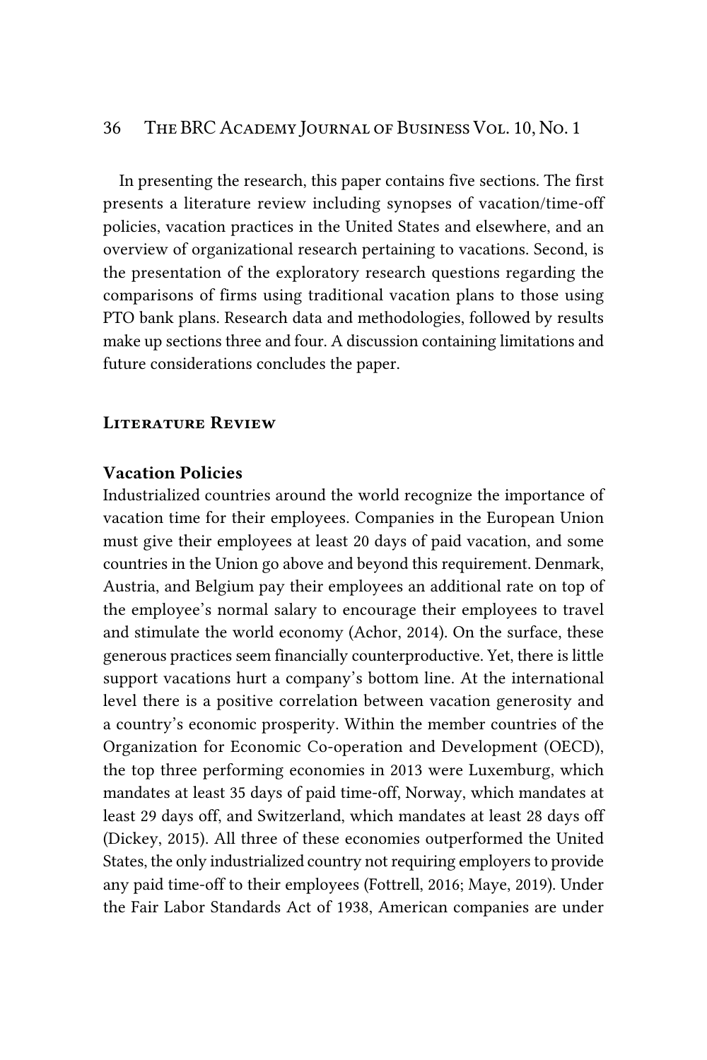In presenting the research, this paper contains five sections. The first presents a literature review including synopses of vacation/time-off policies, vacation practices in the United States and elsewhere, and an overview of organizational research pertaining to vacations. Second, is the presentation of the exploratory research questions regarding the comparisons of firms using traditional vacation plans to those using PTO bank plans. Research data and methodologies, followed by results make up sections three and four. A discussion containing limitations and future considerations concludes the paper.

## Literature Review

### Vacation Policies

Industrialized countries around the world recognize the importance of vacation time for their employees. Companies in the European Union must give their employees at least 20 days of paid vacation, and some countries in the Union go above and beyond this requirement. Denmark, Austria, and Belgium pay their employees an additional rate on top of the employee's normal salary to encourage their employees to travel and stimulate the world economy (Achor, 2014). On the surface, these generous practices seem financially counterproductive. Yet, there is little support vacations hurt a company's bottom line. At the international level there is a positive correlation between vacation generosity and a country's economic prosperity. Within the member countries of the Organization for Economic Co-operation and Development (OECD), the top three performing economies in 2013 were Luxemburg, which mandates at least 35 days of paid time-off, Norway, which mandates at least 29 days off, and Switzerland, which mandates at least 28 days off (Dickey, 2015). All three of these economies outperformed the United States, the only industrialized country not requiring employers to provide any paid time-off to their employees (Fottrell, 2016; Maye, 2019). Under the Fair Labor Standards Act of 1938, American companies are under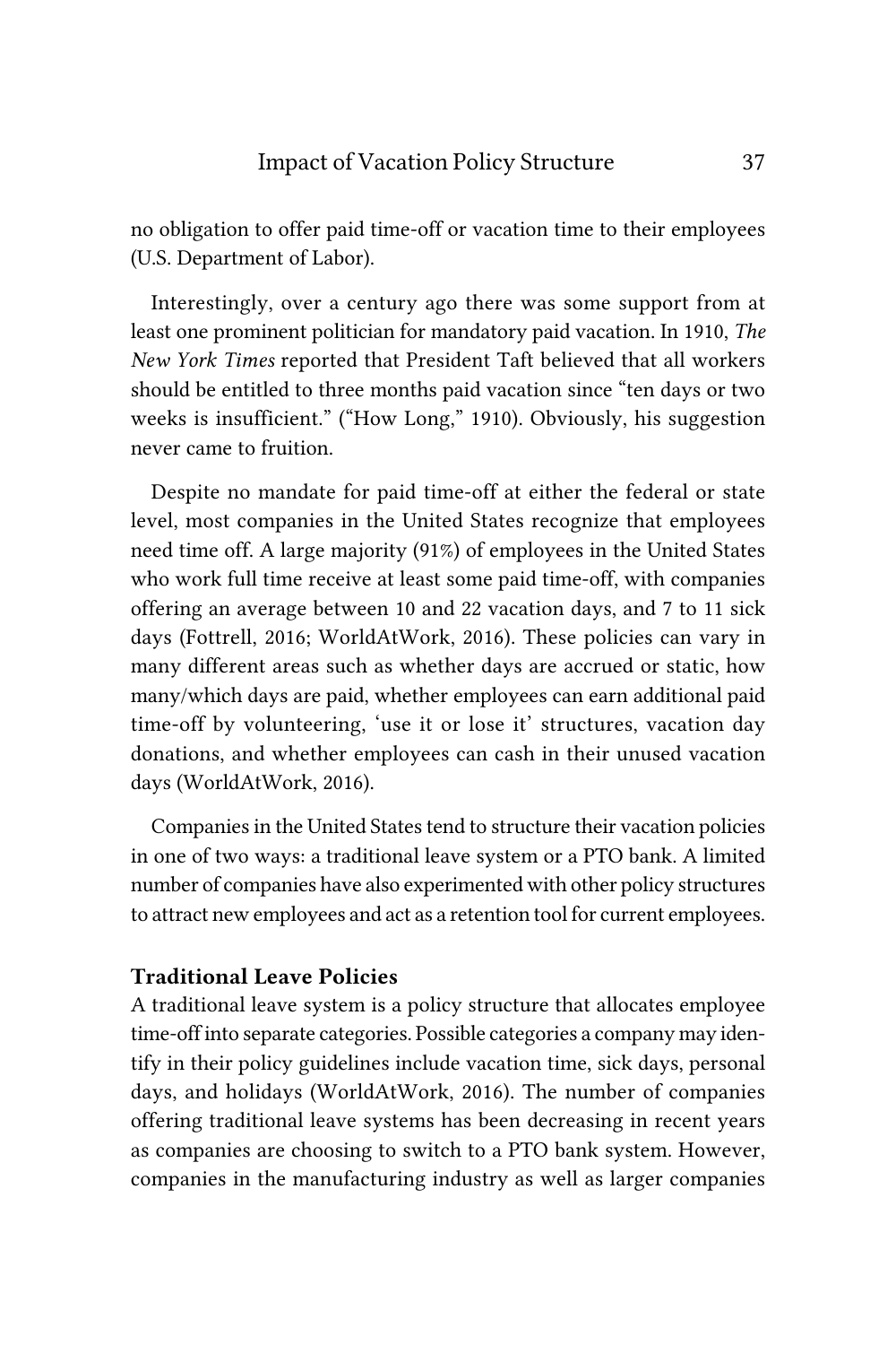no obligation to offer paid time-off or vacation time to their employees (U.S. Department of Labor).

Interestingly, over a century ago there was some support from at least one prominent politician for mandatory paid vacation. In 1910, *The New York Times* reported that President Taft believed that all workers should be entitled to three months paid vacation since "ten days or two weeks is insufficient." ("How Long," 1910). Obviously, his suggestion never came to fruition.

Despite no mandate for paid time-off at either the federal or state level, most companies in the United States recognize that employees need time off. A large majority (91%) of employees in the United States who work full time receive at least some paid time-off, with companies offering an average between 10 and 22 vacation days, and 7 to 11 sick days (Fottrell, 2016; WorldAtWork, 2016). These policies can vary in many different areas such as whether days are accrued or static, how many/which days are paid, whether employees can earn additional paid time-off by volunteering, 'use it or lose it' structures, vacation day donations, and whether employees can cash in their unused vacation days (WorldAtWork, 2016).

Companies in the United States tend to structure their vacation policies in one of two ways: a traditional leave system or a PTO bank. A limited number of companies have also experimented with other policy structures to attract new employees and act as a retention tool for current employees.

### Traditional Leave Policies

A traditional leave system is a policy structure that allocates employee time-off into separate categories. Possible categories a company may identify in their policy guidelines include vacation time, sick days, personal days, and holidays (WorldAtWork, 2016). The number of companies offering traditional leave systems has been decreasing in recent years as companies are choosing to switch to a PTO bank system. However, companies in the manufacturing industry as well as larger companies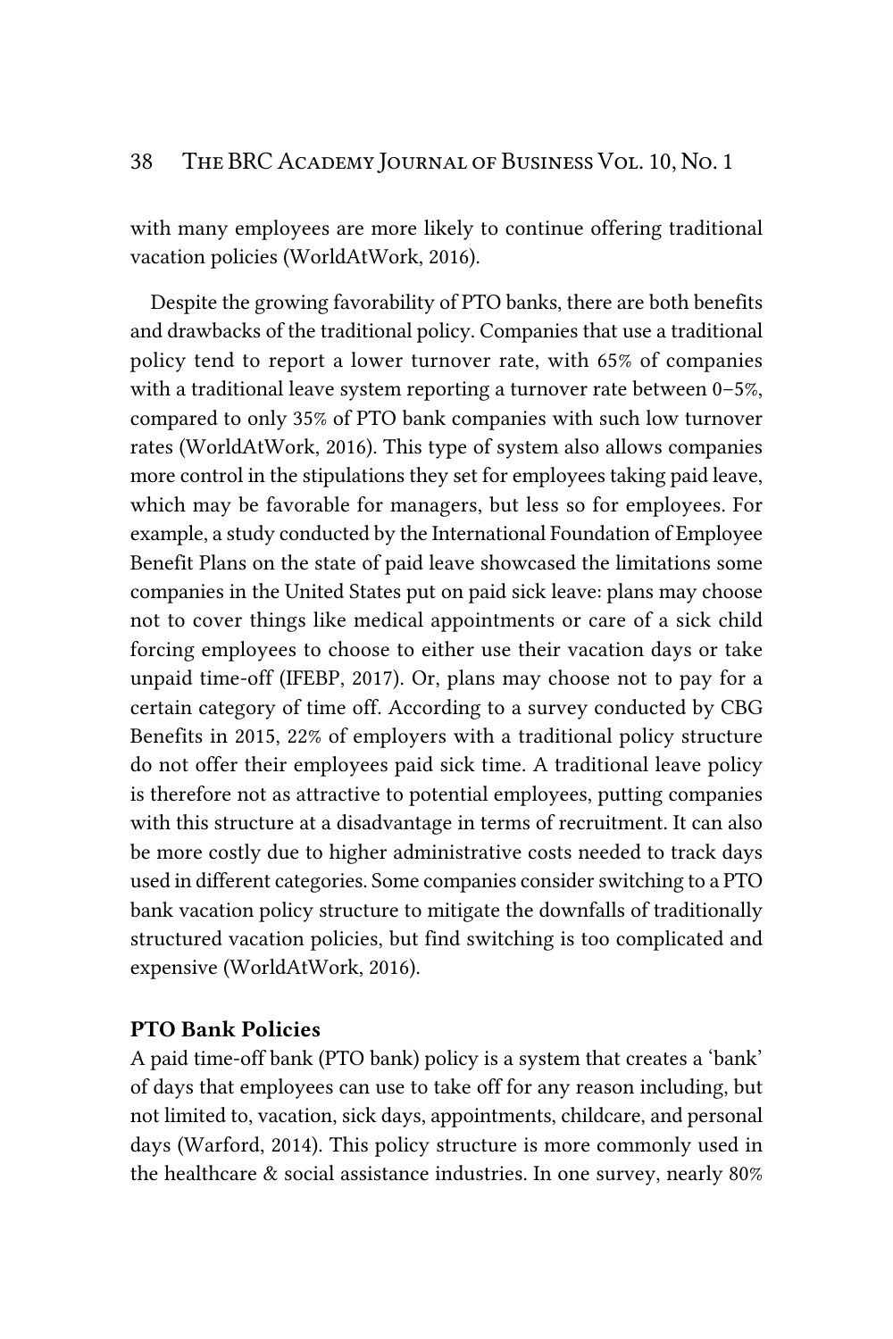with many employees are more likely to continue offering traditional vacation policies (WorldAtWork, 2016).

Despite the growing favorability of PTO banks, there are both benefits and drawbacks of the traditional policy. Companies that use a traditional policy tend to report a lower turnover rate, with 65% of companies with a traditional leave system reporting a turnover rate between 0–5%, compared to only 35% of PTO bank companies with such low turnover rates (WorldAtWork, 2016). This type of system also allows companies more control in the stipulations they set for employees taking paid leave, which may be favorable for managers, but less so for employees. For example, a study conducted by the International Foundation of Employee Benefit Plans on the state of paid leave showcased the limitations some companies in the United States put on paid sick leave: plans may choose not to cover things like medical appointments or care of a sick child forcing employees to choose to either use their vacation days or take unpaid time-off (IFEBP, 2017). Or, plans may choose not to pay for a certain category of time off. According to a survey conducted by CBG Benefits in 2015, 22% of employers with a traditional policy structure do not offer their employees paid sick time. A traditional leave policy is therefore not as attractive to potential employees, putting companies with this structure at a disadvantage in terms of recruitment. It can also be more costly due to higher administrative costs needed to track days used in different categories. Some companies consider switching to a PTO bank vacation policy structure to mitigate the downfalls of traditionally structured vacation policies, but find switching is too complicated and expensive (WorldAtWork, 2016).

### PTO Bank Policies

A paid time-off bank (PTO bank) policy is a system that creates a 'bank' of days that employees can use to take off for any reason including, but not limited to, vacation, sick days, appointments, childcare, and personal days (Warford, 2014). This policy structure is more commonly used in the healthcare & social assistance industries. In one survey, nearly 80%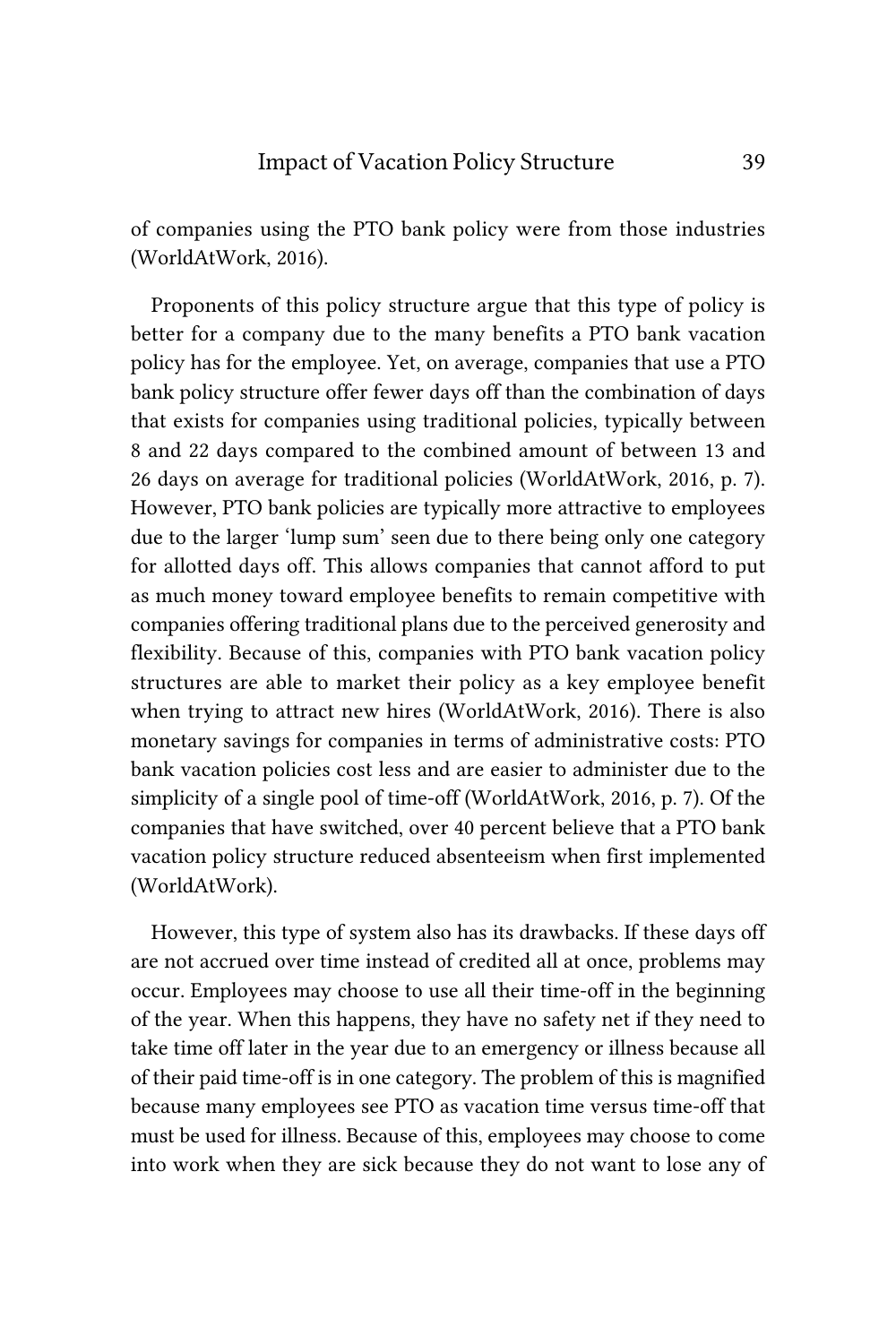of companies using the PTO bank policy were from those industries (WorldAtWork, 2016).

Proponents of this policy structure argue that this type of policy is better for a company due to the many benefits a PTO bank vacation policy has for the employee. Yet, on average, companies that use a PTO bank policy structure offer fewer days off than the combination of days that exists for companies using traditional policies, typically between 8 and 22 days compared to the combined amount of between 13 and 26 days on average for traditional policies (WorldAtWork, 2016, p. 7). However, PTO bank policies are typically more attractive to employees due to the larger 'lump sum' seen due to there being only one category for allotted days off. This allows companies that cannot afford to put as much money toward employee benefits to remain competitive with companies offering traditional plans due to the perceived generosity and flexibility. Because of this, companies with PTO bank vacation policy structures are able to market their policy as a key employee benefit when trying to attract new hires (WorldAtWork, 2016). There is also monetary savings for companies in terms of administrative costs: PTO bank vacation policies cost less and are easier to administer due to the simplicity of a single pool of time-off (WorldAtWork, 2016, p. 7). Of the companies that have switched, over 40 percent believe that a PTO bank vacation policy structure reduced absenteeism when first implemented (WorldAtWork).

However, this type of system also has its drawbacks. If these days off are not accrued over time instead of credited all at once, problems may occur. Employees may choose to use all their time-off in the beginning of the year. When this happens, they have no safety net if they need to take time off later in the year due to an emergency or illness because all of their paid time-off is in one category. The problem of this is magnified because many employees see PTO as vacation time versus time-off that must be used for illness. Because of this, employees may choose to come into work when they are sick because they do not want to lose any of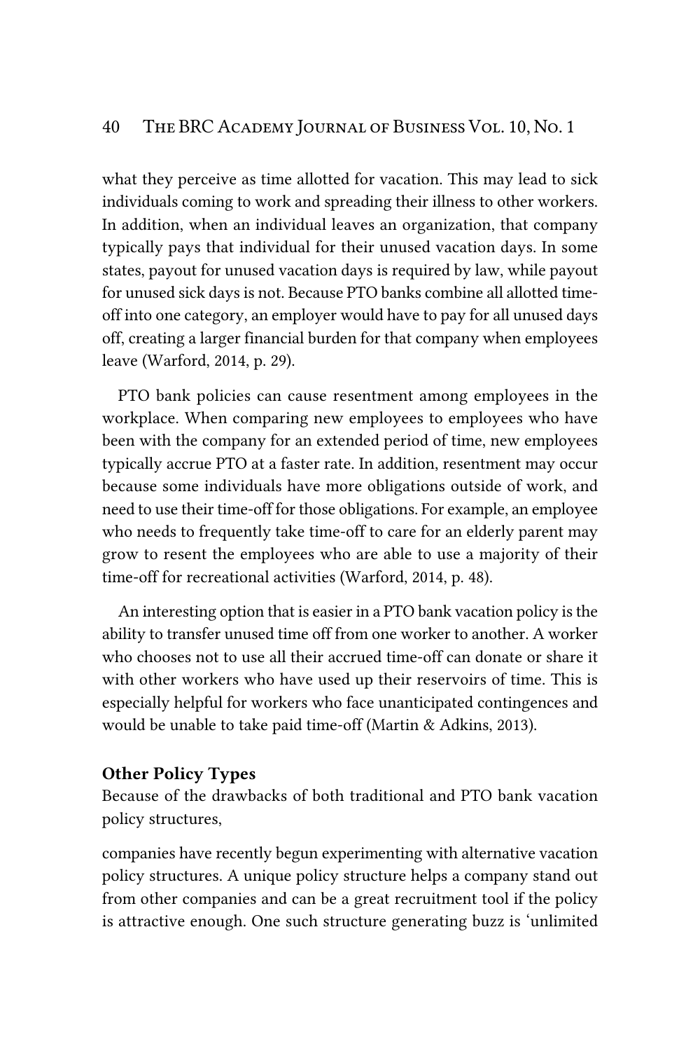what they perceive as time allotted for vacation. This may lead to sick individuals coming to work and spreading their illness to other workers. In addition, when an individual leaves an organization, that company typically pays that individual for their unused vacation days. In some states, payout for unused vacation days is required by law, while payout for unused sick days is not. Because PTO banks combine all allotted time-off into one category, an employer would have to pay for all unused days off, creating a larger financial burden for that company when employees leave (Warford, 2014, p. 29).

PTO bank policies can cause resentment among employees in the workplace. When comparing new employees to employees who have been with the company for an extended period of time, new employees typically accrue PTO at a faster rate. In addition, resentment may occur because some individuals have more obligations outside of work, and need to use their time-off for those obligations. For example, an employee who needs to frequently take time-off to care for an elderly parent may grow to resent the employees who are able to use a majority of their time-off for recreational activities (Warford, 2014, p. 48).

An interesting option that is easier in a PTO bank vacation policy is the ability to transfer unused time off from one worker to another. A worker who chooses not to use all their accrued time-off can donate or share it with other workers who have used up their reservoirs of time. This is especially helpful for workers who face unanticipated contingences and would be unable to take paid time-off (Martin & Adkins, 2013).

### Other Policy Types

Because of the drawbacks of both traditional and PTO bank vacation policy structures,

companies have recently begun experimenting with alternative vacation policy structures. A unique policy structure helps a company stand out from other companies and can be a great recruitment tool if the policy is attractive enough. One such structure generating buzz is 'unlimited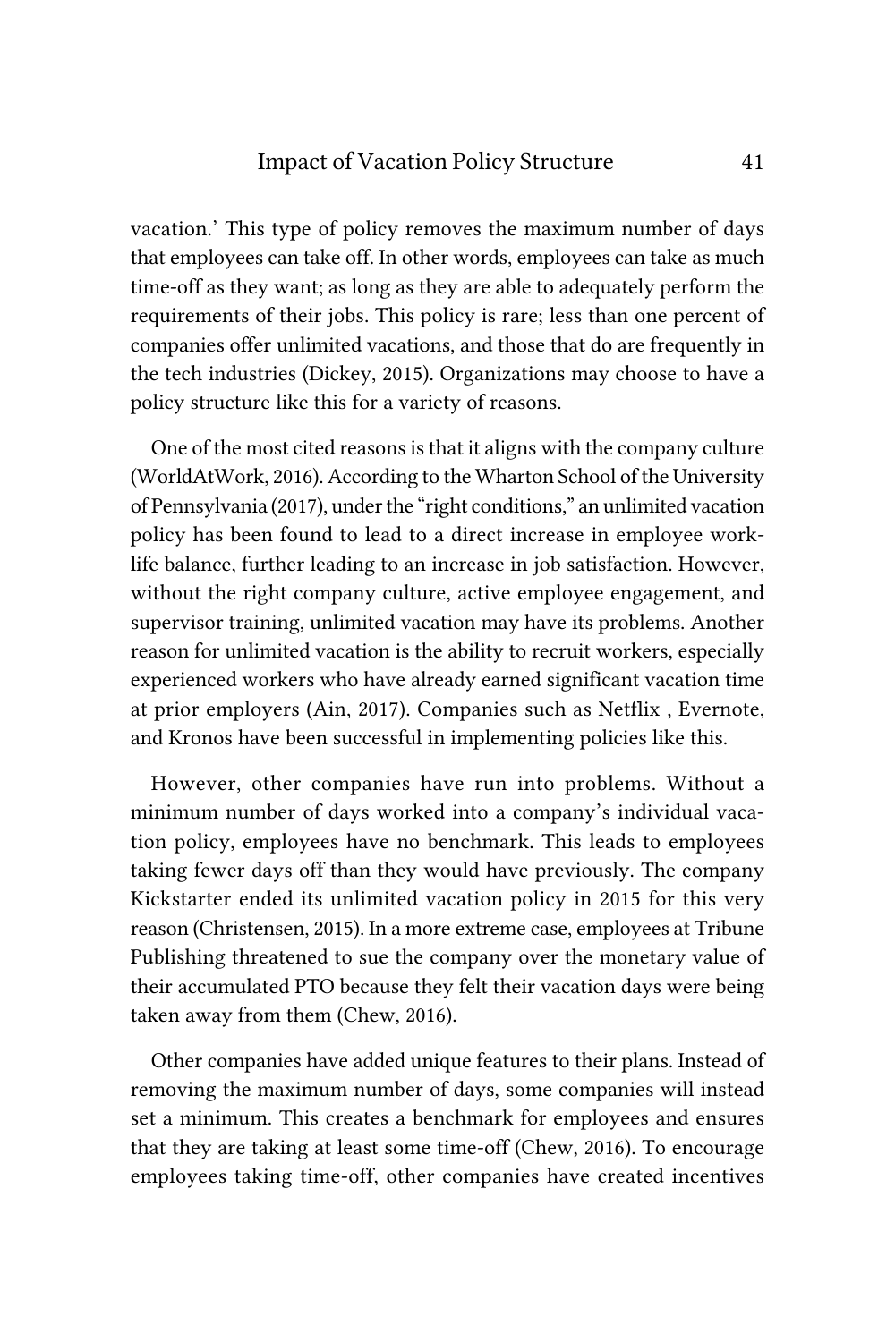vacation.' This type of policy removes the maximum number of days that employees can take off. In other words, employees can take as much time-off as they want; as long as they are able to adequately perform the requirements of their jobs. This policy is rare; less than one percent of companies offer unlimited vacations, and those that do are frequently in the tech industries (Dickey, 2015). Organizations may choose to have a policy structure like this for a variety of reasons.

One of the most cited reasons is that it aligns with the company culture (WorldAtWork, 2016). According to the Wharton School of the University of Pennsylvania (2017), under the "right conditions," an unlimited vacation policy has been found to lead to a direct increase in employee work-life balance, further leading to an increase in job satisfaction. However, without the right company culture, active employee engagement, and supervisor training, unlimited vacation may have its problems. Another reason for unlimited vacation is the ability to recruit workers, especially experienced workers who have already earned significant vacation time at prior employers (Ain, 2017). Companies such as Netflix , Evernote, and Kronos have been successful in implementing policies like this.

However, other companies have run into problems. Without a minimum number of days worked into a company's individual vacation policy, employees have no benchmark. This leads to employees taking fewer days off than they would have previously. The company Kickstarter ended its unlimited vacation policy in 2015 for this very reason (Christensen, 2015). In a more extreme case, employees at Tribune Publishing threatened to sue the company over the monetary value of their accumulated PTO because they felt their vacation days were being taken away from them (Chew, 2016).

Other companies have added unique features to their plans. Instead of removing the maximum number of days, some companies will instead set a minimum. This creates a benchmark for employees and ensures that they are taking at least some time-off (Chew, 2016). To encourage employees taking time-off, other companies have created incentives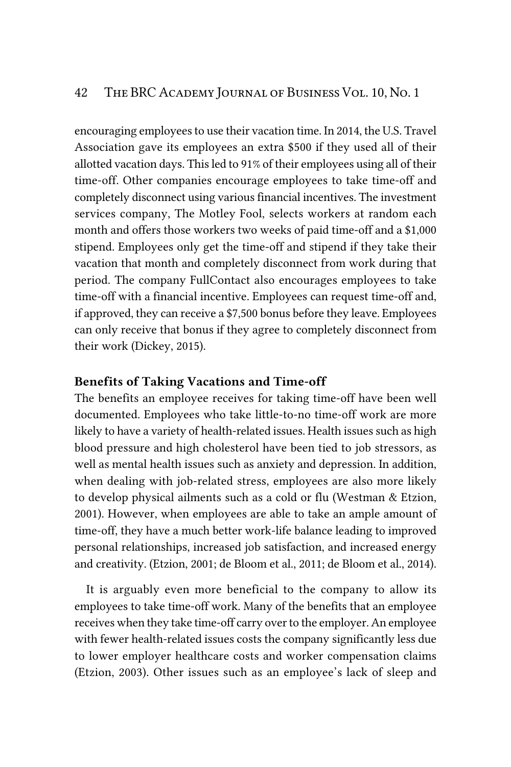encouraging employees to use their vacation time. In 2014, the U.S. Travel Association gave its employees an extra $500 if they used all of their allotted vacation days. This led to 91% of their employees using all of their time-off. Other companies encourage employees to take time-off and completely disconnect using various financial incentives. The investment services company, The Motley Fool, selects workers at random each month and offers those workers two weeks of paid time-off and a $1,000 stipend. Employees only get the time-off and stipend if they take their vacation that month and completely disconnect from work during that period. The company FullContact also encourages employees to take time-off with a financial incentive. Employees can request time-off and, if approved, they can receive a $7,500 bonus before they leave. Employees can only receive that bonus if they agree to completely disconnect from their work (Dickey, 2015).

### Benefits of Taking Vacations and Time-off

The benefits an employee receives for taking time-off have been well documented. Employees who take little-to-no time-off work are more likely to have a variety of health-related issues. Health issues such as high blood pressure and high cholesterol have been tied to job stressors, as well as mental health issues such as anxiety and depression. In addition, when dealing with job-related stress, employees are also more likely to develop physical ailments such as a cold or flu (Westman & Etzion, 2001). However, when employees are able to take an ample amount of time-off, they have a much better work-life balance leading to improved personal relationships, increased job satisfaction, and increased energy and creativity. (Etzion, 2001; de Bloom et al., 2011; de Bloom et al., 2014).

It is arguably even more beneficial to the company to allow its employees to take time-off work. Many of the benefits that an employee receives when they take time-off carry over to the employer. An employee with fewer health-related issues costs the company significantly less due to lower employer healthcare costs and worker compensation claims (Etzion, 2003). Other issues such as an employee's lack of sleep and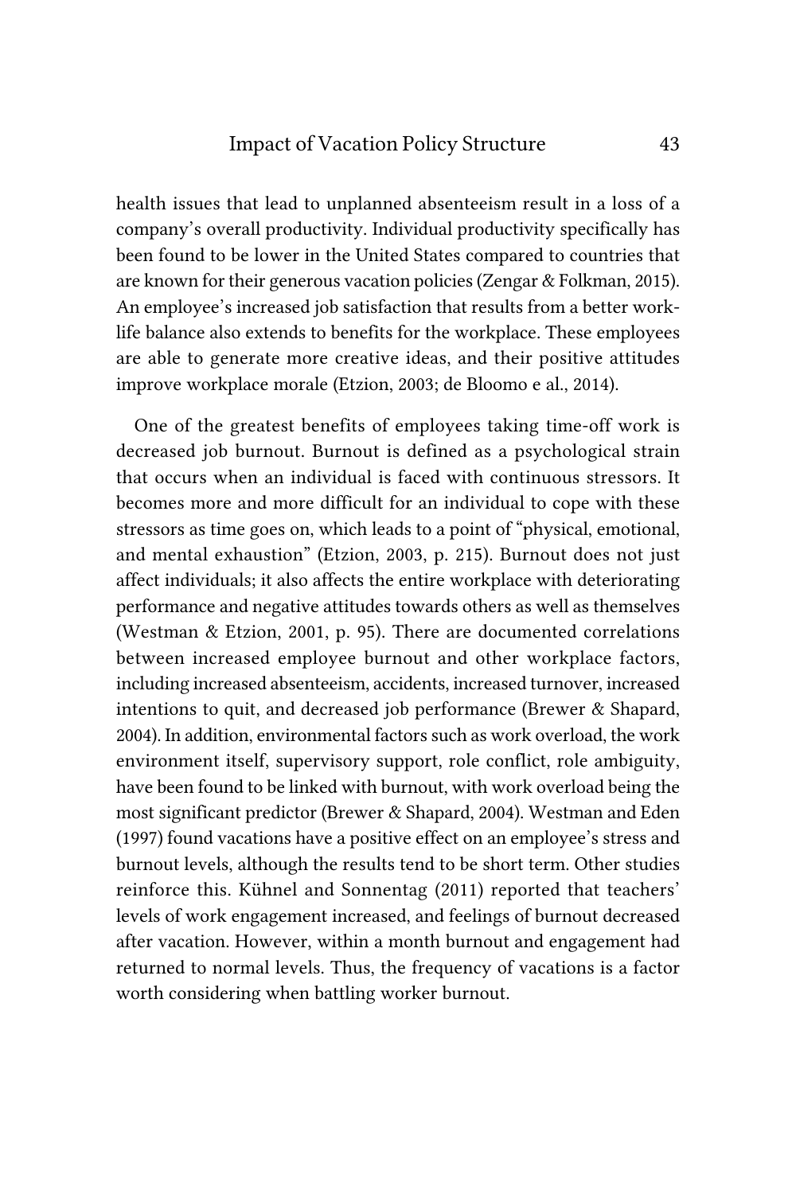health issues that lead to unplanned absenteeism result in a loss of a company's overall productivity. Individual productivity specifically has been found to be lower in the United States compared to countries that are known for their generous vacation policies (Zengar & Folkman, 2015). An employee's increased job satisfaction that results from a better work-life balance also extends to benefits for the workplace. These employees are able to generate more creative ideas, and their positive attitudes improve workplace morale (Etzion, 2003; de Bloomo e al., 2014).

One of the greatest benefits of employees taking time-off work is decreased job burnout. Burnout is defined as a psychological strain that occurs when an individual is faced with continuous stressors. It becomes more and more difficult for an individual to cope with these stressors as time goes on, which leads to a point of "physical, emotional, and mental exhaustion" (Etzion, 2003, p. 215). Burnout does not just affect individuals; it also affects the entire workplace with deteriorating performance and negative attitudes towards others as well as themselves (Westman & Etzion, 2001, p. 95). There are documented correlations between increased employee burnout and other workplace factors, including increased absenteeism, accidents, increased turnover, increased intentions to quit, and decreased job performance (Brewer & Shapard, 2004). In addition, environmental factors such as work overload, the work environment itself, supervisory support, role conflict, role ambiguity, have been found to be linked with burnout, with work overload being the most significant predictor (Brewer & Shapard, 2004). Westman and Eden (1997) found vacations have a positive effect on an employee's stress and burnout levels, although the results tend to be short term. Other studies reinforce this. Kühnel and Sonnentag (2011) reported that teachers' levels of work engagement increased, and feelings of burnout decreased after vacation. However, within a month burnout and engagement had returned to normal levels. Thus, the frequency of vacations is a factor worth considering when battling worker burnout.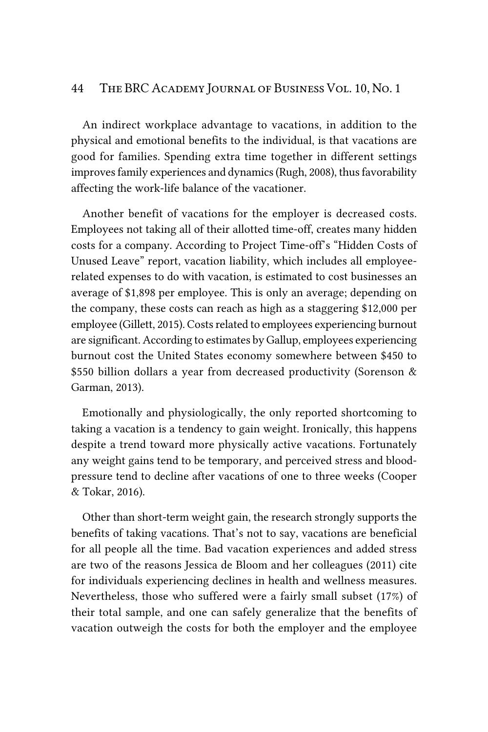An indirect workplace advantage to vacations, in addition to the physical and emotional benefits to the individual, is that vacations are good for families. Spending extra time together in different settings improves family experiences and dynamics (Rugh, 2008), thus favorability affecting the work-life balance of the vacationer.

Another benefit of vacations for the employer is decreased costs. Employees not taking all of their allotted time-off, creates many hidden costs for a company. According to Project Time-off's "Hidden Costs of Unused Leave" report, vacation liability, which includes all employee-related expenses to do with vacation, is estimated to cost businesses an average of $1,898 per employee. This is only an average; depending on the company, these costs can reach as high as a staggering $12,000 per employee (Gillett, 2015). Costs related to employees experiencing burnout are significant. According to estimates by Gallup, employees experiencing burnout cost the United States economy somewhere between $450 to $550 billion dollars a year from decreased productivity (Sorenson & Garman, 2013).

Emotionally and physiologically, the only reported shortcoming to taking a vacation is a tendency to gain weight. Ironically, this happens despite a trend toward more physically active vacations. Fortunately any weight gains tend to be temporary, and perceived stress and blood-pressure tend to decline after vacations of one to three weeks (Cooper & Tokar, 2016).

Other than short-term weight gain, the research strongly supports the benefits of taking vacations. That's not to say, vacations are beneficial for all people all the time. Bad vacation experiences and added stress are two of the reasons Jessica de Bloom and her colleagues (2011) cite for individuals experiencing declines in health and wellness measures. Nevertheless, those who suffered were a fairly small subset (17%) of their total sample, and one can safely generalize that the benefits of vacation outweigh the costs for both the employer and the employee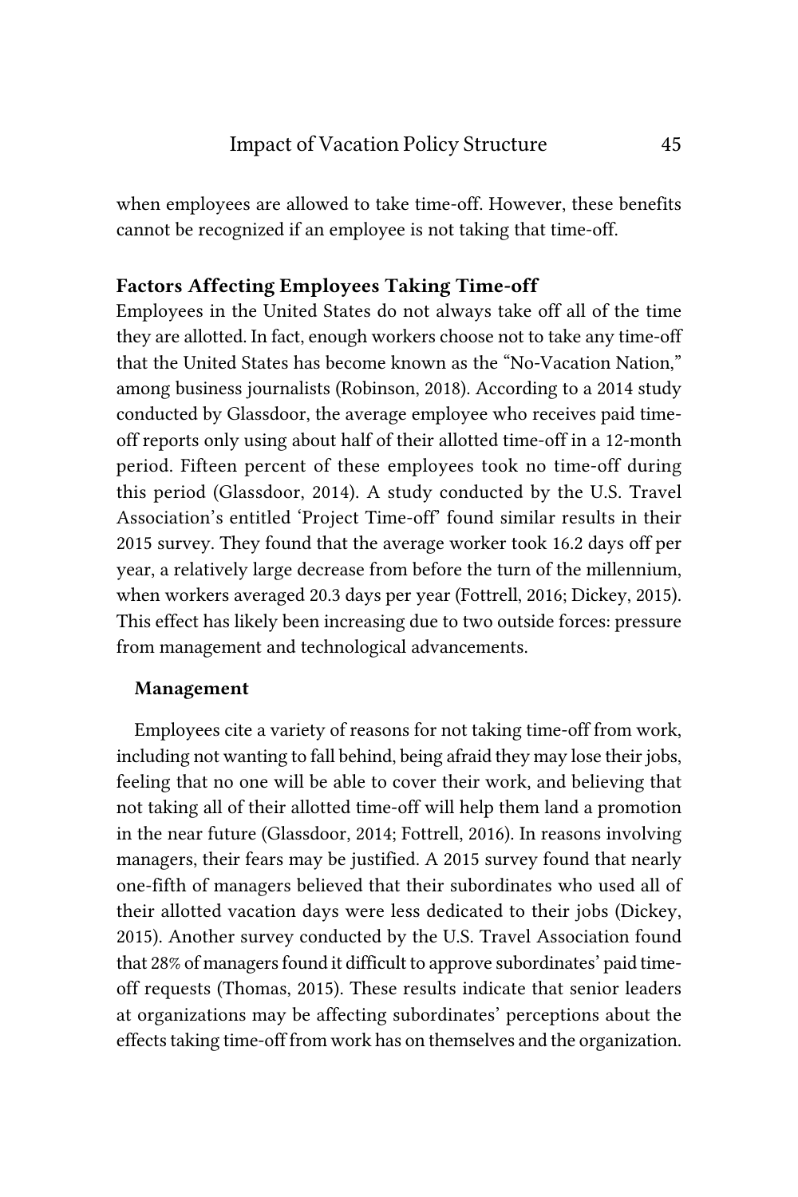when employees are allowed to take time-off. However, these benefits cannot be recognized if an employee is not taking that time-off.

## Factors Affecting Employees Taking Time-off

Employees in the United States do not always take off all of the time they are allotted. In fact, enough workers choose not to take any time-off that the United States has become known as the "No-Vacation Nation," among business journalists (Robinson, 2018). According to a 2014 study conducted by Glassdoor, the average employee who receives paid time-off reports only using about half of their allotted time-off in a 12-month period. Fifteen percent of these employees took no time-off during this period (Glassdoor, 2014). A study conducted by the U.S. Travel Association's entitled 'Project Time-off' found similar results in their 2015 survey. They found that the average worker took 16.2 days off per year, a relatively large decrease from before the turn of the millennium, when workers averaged 20.3 days per year (Fottrell, 2016; Dickey, 2015). This effect has likely been increasing due to two outside forces: pressure from management and technological advancements.

### Management

Employees cite a variety of reasons for not taking time-off from work, including not wanting to fall behind, being afraid they may lose their jobs, feeling that no one will be able to cover their work, and believing that not taking all of their allotted time-off will help them land a promotion in the near future (Glassdoor, 2014; Fottrell, 2016). In reasons involving managers, their fears may be justified. A 2015 survey found that nearly one-fifth of managers believed that their subordinates who used all of their allotted vacation days were less dedicated to their jobs (Dickey, 2015). Another survey conducted by the U.S. Travel Association found that 28% of managers found it difficult to approve subordinates' paid time-off requests (Thomas, 2015). These results indicate that senior leaders at organizations may be affecting subordinates' perceptions about the effects taking time-off from work has on themselves and the organization.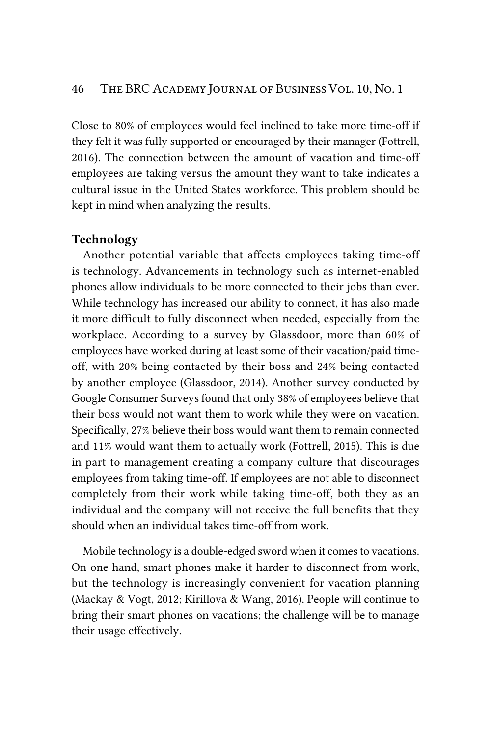Close to 80% of employees would feel inclined to take more time-off if they felt it was fully supported or encouraged by their manager (Fottrell, 2016). The connection between the amount of vacation and time-off employees are taking versus the amount they want to take indicates a cultural issue in the United States workforce. This problem should be kept in mind when analyzing the results.

### Technology

Another potential variable that affects employees taking time-off is technology. Advancements in technology such as internet-enabled phones allow individuals to be more connected to their jobs than ever. While technology has increased our ability to connect, it has also made it more difficult to fully disconnect when needed, especially from the workplace. According to a survey by Glassdoor, more than 60% of employees have worked during at least some of their vacation/paid time-off, with 20% being contacted by their boss and 24% being contacted by another employee (Glassdoor, 2014). Another survey conducted by Google Consumer Surveys found that only 38% of employees believe that their boss would not want them to work while they were on vacation. Specifically, 27% believe their boss would want them to remain connected and 11% would want them to actually work (Fottrell, 2015). This is due in part to management creating a company culture that discourages employees from taking time-off. If employees are not able to disconnect completely from their work while taking time-off, both they as an individual and the company will not receive the full benefits that they should when an individual takes time-off from work.

Mobile technology is a double-edged sword when it comes to vacations. On one hand, smart phones make it harder to disconnect from work, but the technology is increasingly convenient for vacation planning (Mackay & Vogt, 2012; Kirillova & Wang, 2016). People will continue to bring their smart phones on vacations; the challenge will be to manage their usage effectively.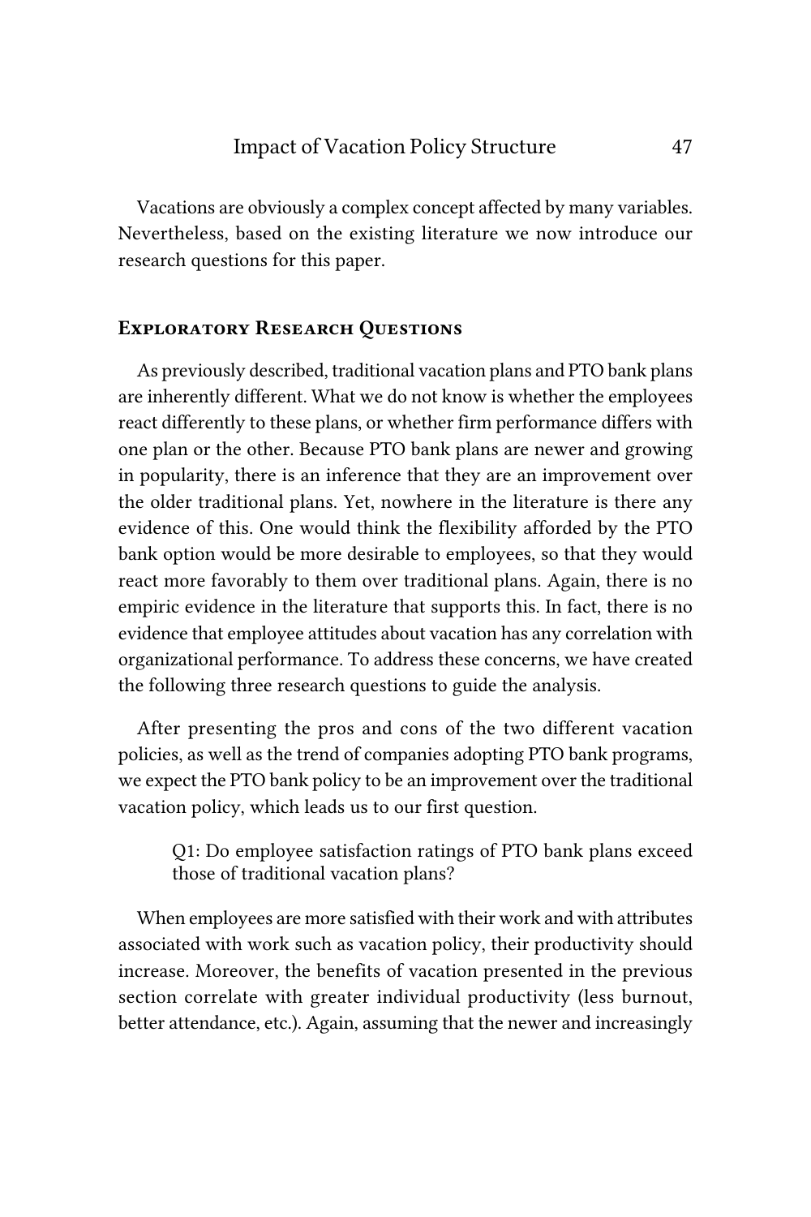Vacations are obviously a complex concept affected by many variables. Nevertheless, based on the existing literature we now introduce our research questions for this paper.

## Exploratory Research Questions

As previously described, traditional vacation plans and PTO bank plans are inherently different. What we do not know is whether the employees react differently to these plans, or whether firm performance differs with one plan or the other. Because PTO bank plans are newer and growing in popularity, there is an inference that they are an improvement over the older traditional plans. Yet, nowhere in the literature is there any evidence of this. One would think the flexibility afforded by the PTO bank option would be more desirable to employees, so that they would react more favorably to them over traditional plans. Again, there is no empiric evidence in the literature that supports this. In fact, there is no evidence that employee attitudes about vacation has any correlation with organizational performance. To address these concerns, we have created the following three research questions to guide the analysis.

After presenting the pros and cons of the two different vacation policies, as well as the trend of companies adopting PTO bank programs, we expect the PTO bank policy to be an improvement over the traditional vacation policy, which leads us to our first question.

> Q1: Do employee satisfaction ratings of PTO bank plans exceed those of traditional vacation plans?

When employees are more satisfied with their work and with attributes associated with work such as vacation policy, their productivity should increase. Moreover, the benefits of vacation presented in the previous section correlate with greater individual productivity (less burnout, better attendance, etc.). Again, assuming that the newer and increasingly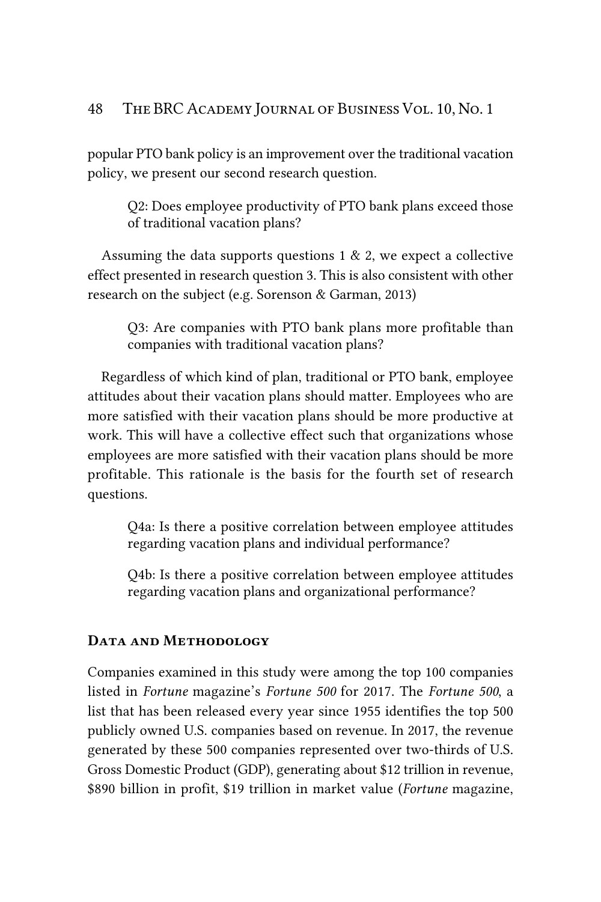popular PTO bank policy is an improvement over the traditional vacation policy, we present our second research question.

> Q2: Does employee productivity of PTO bank plans exceed those of traditional vacation plans?

Assuming the data supports questions 1 & 2, we expect a collective effect presented in research question 3. This is also consistent with other research on the subject (e.g. Sorenson & Garman, 2013)

> Q3: Are companies with PTO bank plans more profitable than companies with traditional vacation plans?

Regardless of which kind of plan, traditional or PTO bank, employee attitudes about their vacation plans should matter. Employees who are more satisfied with their vacation plans should be more productive at work. This will have a collective effect such that organizations whose employees are more satisfied with their vacation plans should be more profitable. This rationale is the basis for the fourth set of research questions.

> Q4a: Is there a positive correlation between employee attitudes regarding vacation plans and individual performance?

> Q4b: Is there a positive correlation between employee attitudes regarding vacation plans and organizational performance?

## Data and Methodology

Companies examined in this study were among the top 100 companies listed in *Fortune* magazine's *Fortune 500* for 2017. The *Fortune 500*, a list that has been released every year since 1955 identifies the top 500 publicly owned U.S. companies based on revenue. In 2017, the revenue generated by these 500 companies represented over two-thirds of U.S. Gross Domestic Product (GDP), generating about $12 trillion in revenue, $890 billion in profit, $19 trillion in market value (*Fortune* magazine,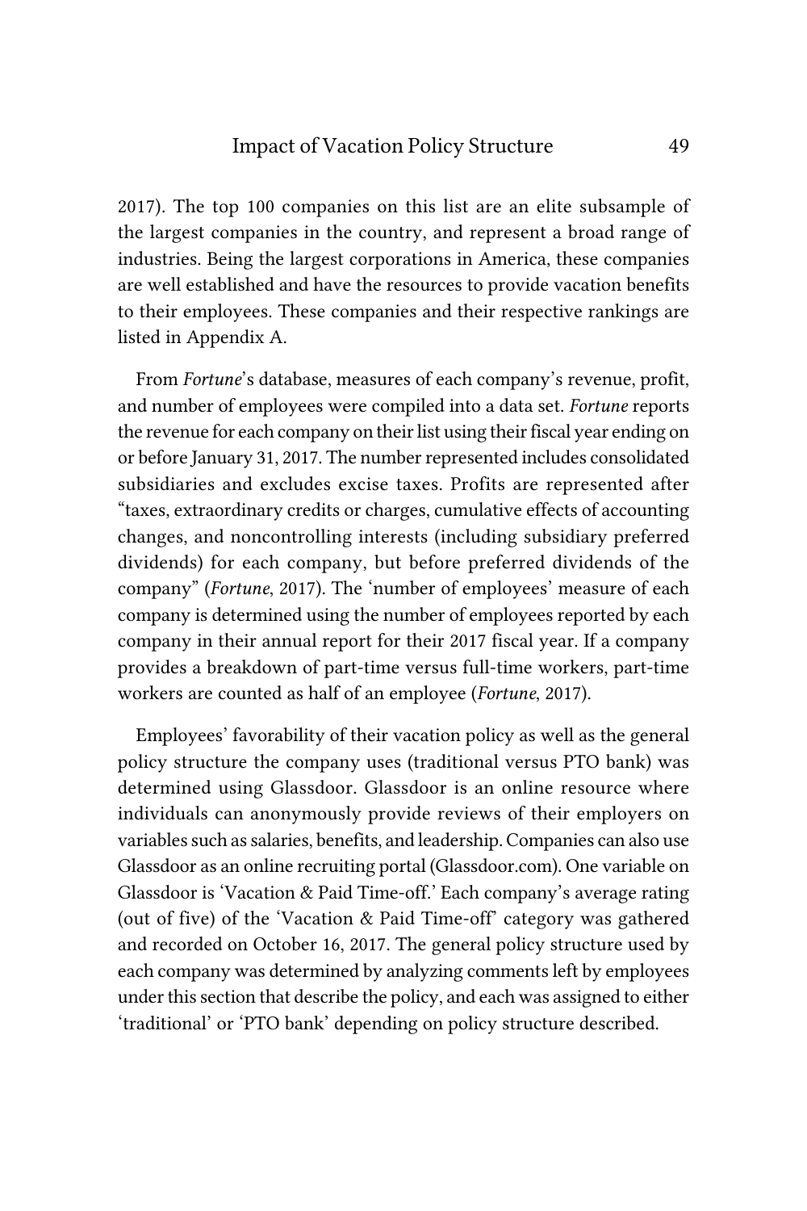2017). The top 100 companies on this list are an elite subsample of the largest companies in the country, and represent a broad range of industries. Being the largest corporations in America, these companies are well established and have the resources to provide vacation benefits to their employees. These companies and their respective rankings are listed in Appendix A.

From *Fortune*'s database, measures of each company's revenue, profit, and number of employees were compiled into a data set. *Fortune* reports the revenue for each company on their list using their fiscal year ending on or before January 31, 2017. The number represented includes consolidated subsidiaries and excludes excise taxes. Profits are represented after "taxes, extraordinary credits or charges, cumulative effects of accounting changes, and noncontrolling interests (including subsidiary preferred dividends) for each company, but before preferred dividends of the company" (*Fortune*, 2017). The 'number of employees' measure of each company is determined using the number of employees reported by each company in their annual report for their 2017 fiscal year. If a company provides a breakdown of part-time versus full-time workers, part-time workers are counted as half of an employee (*Fortune*, 2017).

Employees' favorability of their vacation policy as well as the general policy structure the company uses (traditional versus PTO bank) was determined using Glassdoor. Glassdoor is an online resource where individuals can anonymously provide reviews of their employers on variables such as salaries, benefits, and leadership. Companies can also use Glassdoor as an online recruiting portal (Glassdoor.com). One variable on Glassdoor is 'Vacation & Paid Time-off.' Each company's average rating (out of five) of the 'Vacation & Paid Time-off' category was gathered and recorded on October 16, 2017. The general policy structure used by each company was determined by analyzing comments left by employees under this section that describe the policy, and each was assigned to either 'traditional' or 'PTO bank' depending on policy structure described.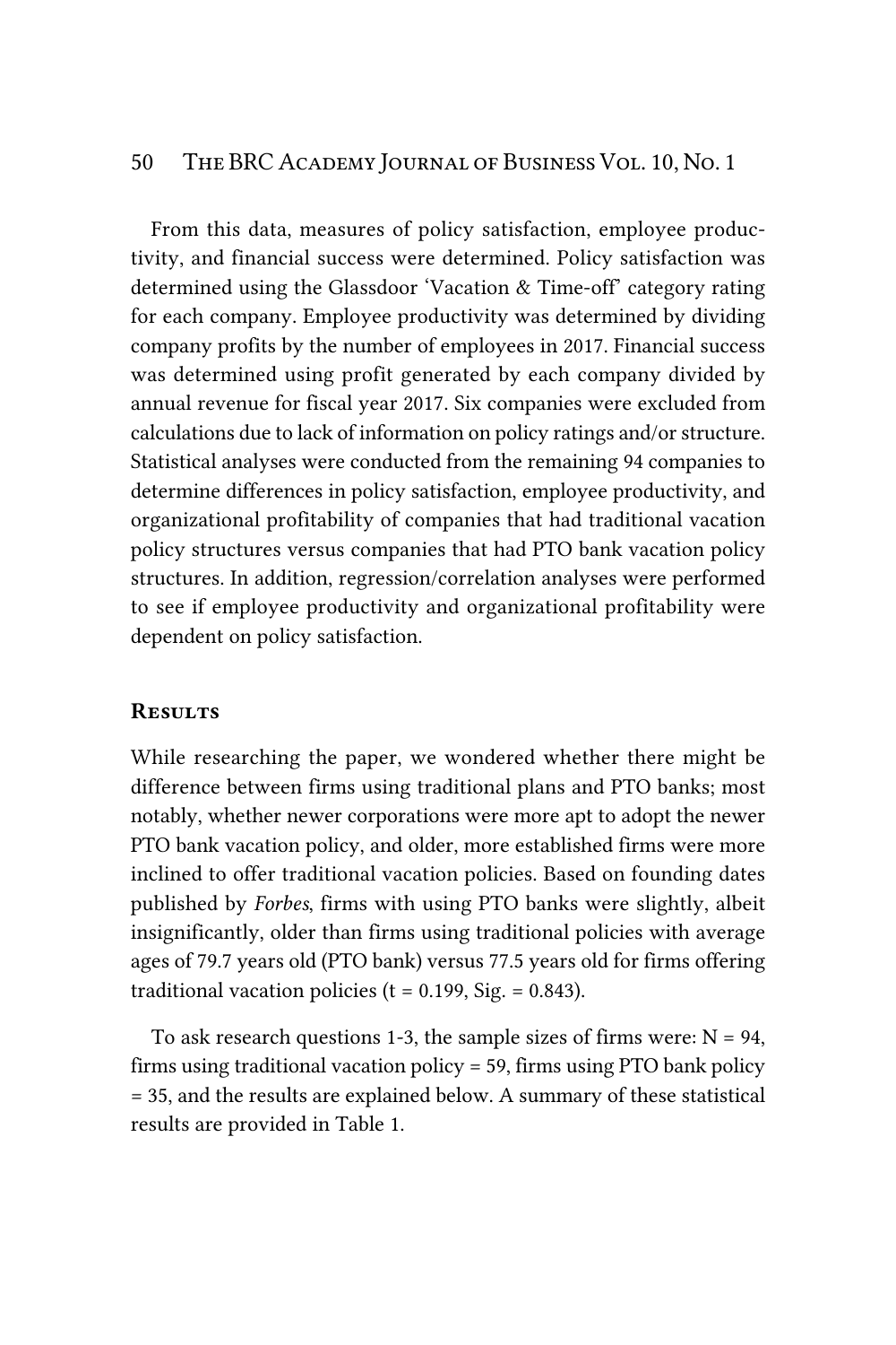From this data, measures of policy satisfaction, employee productivity, and financial success were determined. Policy satisfaction was determined using the Glassdoor 'Vacation & Time-off' category rating for each company. Employee productivity was determined by dividing company profits by the number of employees in 2017. Financial success was determined using profit generated by each company divided by annual revenue for fiscal year 2017. Six companies were excluded from calculations due to lack of information on policy ratings and/or structure. Statistical analyses were conducted from the remaining 94 companies to determine differences in policy satisfaction, employee productivity, and organizational profitability of companies that had traditional vacation policy structures versus companies that had PTO bank vacation policy structures. In addition, regression/correlation analyses were performed to see if employee productivity and organizational profitability were dependent on policy satisfaction.

## Results

While researching the paper, we wondered whether there might be difference between firms using traditional plans and PTO banks; most notably, whether newer corporations were more apt to adopt the newer PTO bank vacation policy, and older, more established firms were more inclined to offer traditional vacation policies. Based on founding dates published by *Forbes*, firms with using PTO banks were slightly, albeit insignificantly, older than firms using traditional policies with average ages of 79.7 years old (PTO bank) versus 77.5 years old for firms offering traditional vacation policies ($t = 0.199$, Sig. = 0.843).

To ask research questions 1-3, the sample sizes of firms were: $N = 94$, firms using traditional vacation policy = 59, firms using PTO bank policy = 35, and the results are explained below. A summary of these statistical results are provided in Table 1.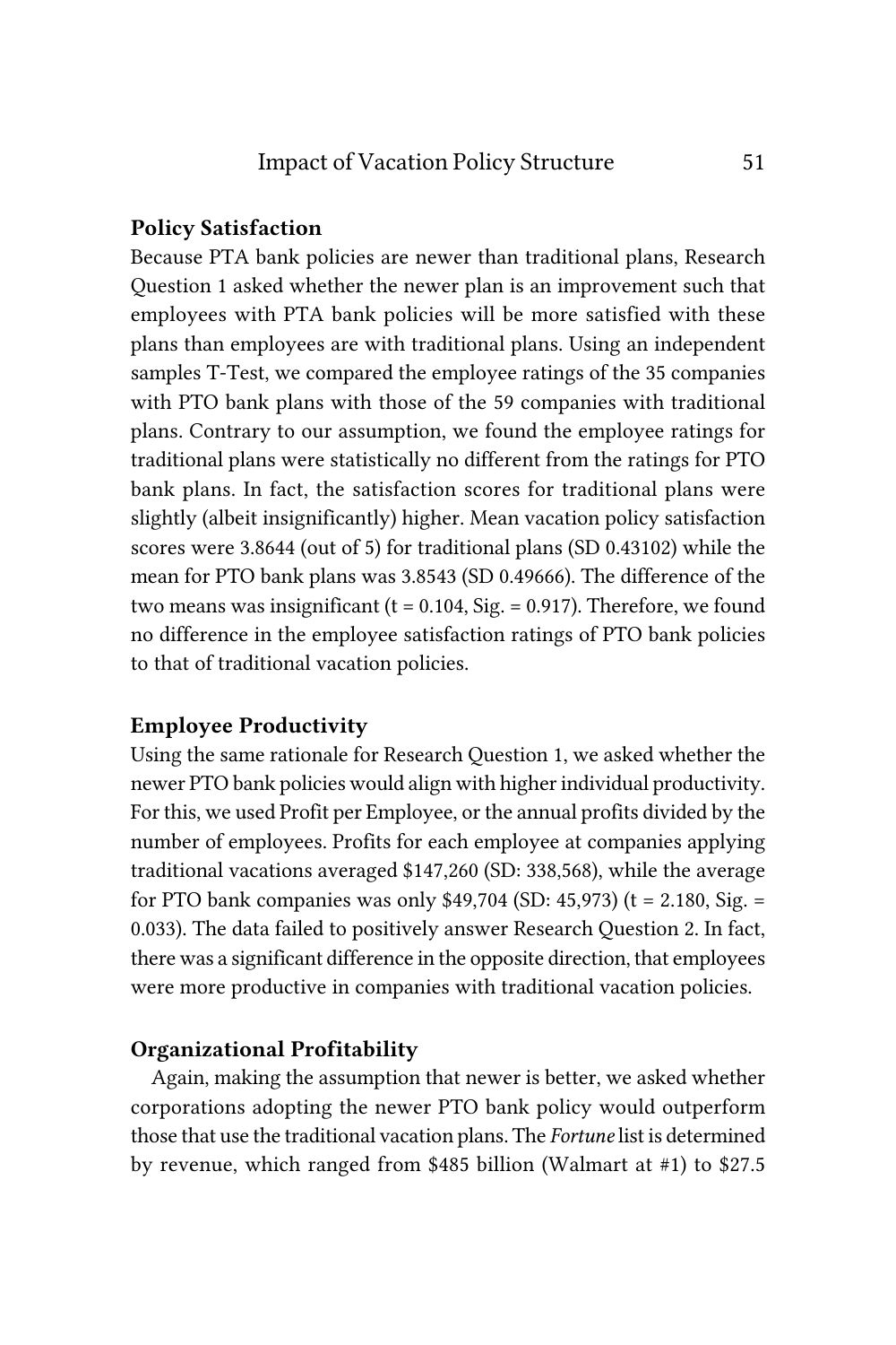### Policy Satisfaction

Because PTA bank policies are newer than traditional plans, Research Question 1 asked whether the newer plan is an improvement such that employees with PTA bank policies will be more satisfied with these plans than employees are with traditional plans. Using an independent samples T-Test, we compared the employee ratings of the 35 companies with PTO bank plans with those of the 59 companies with traditional plans. Contrary to our assumption, we found the employee ratings for traditional plans were statistically no different from the ratings for PTO bank plans. In fact, the satisfaction scores for traditional plans were slightly (albeit insignificantly) higher. Mean vacation policy satisfaction scores were 3.8644 (out of 5) for traditional plans (SD 0.43102) while the mean for PTO bank plans was 3.8543 (SD 0.49666). The difference of the two means was insignificant ($t = 0.104$, Sig. = 0.917). Therefore, we found no difference in the employee satisfaction ratings of PTO bank policies to that of traditional vacation policies.

### Employee Productivity

Using the same rationale for Research Question 1, we asked whether the newer PTO bank policies would align with higher individual productivity. For this, we used Profit per Employee, or the annual profits divided by the number of employees. Profits for each employee at companies applying traditional vacations averaged $147,260 (SD: 338,568), while the average for PTO bank companies was only $49,704 (SD: 45,973) ($t = 2.180$, Sig. = 0.033). The data failed to positively answer Research Question 2. In fact, there was a significant difference in the opposite direction, that employees were more productive in companies with traditional vacation policies.

### Organizational Profitability

Again, making the assumption that newer is better, we asked whether corporations adopting the newer PTO bank policy would outperform those that use the traditional vacation plans. The *Fortune* list is determined by revenue, which ranged from $485 billion (Walmart at #1) to $27.5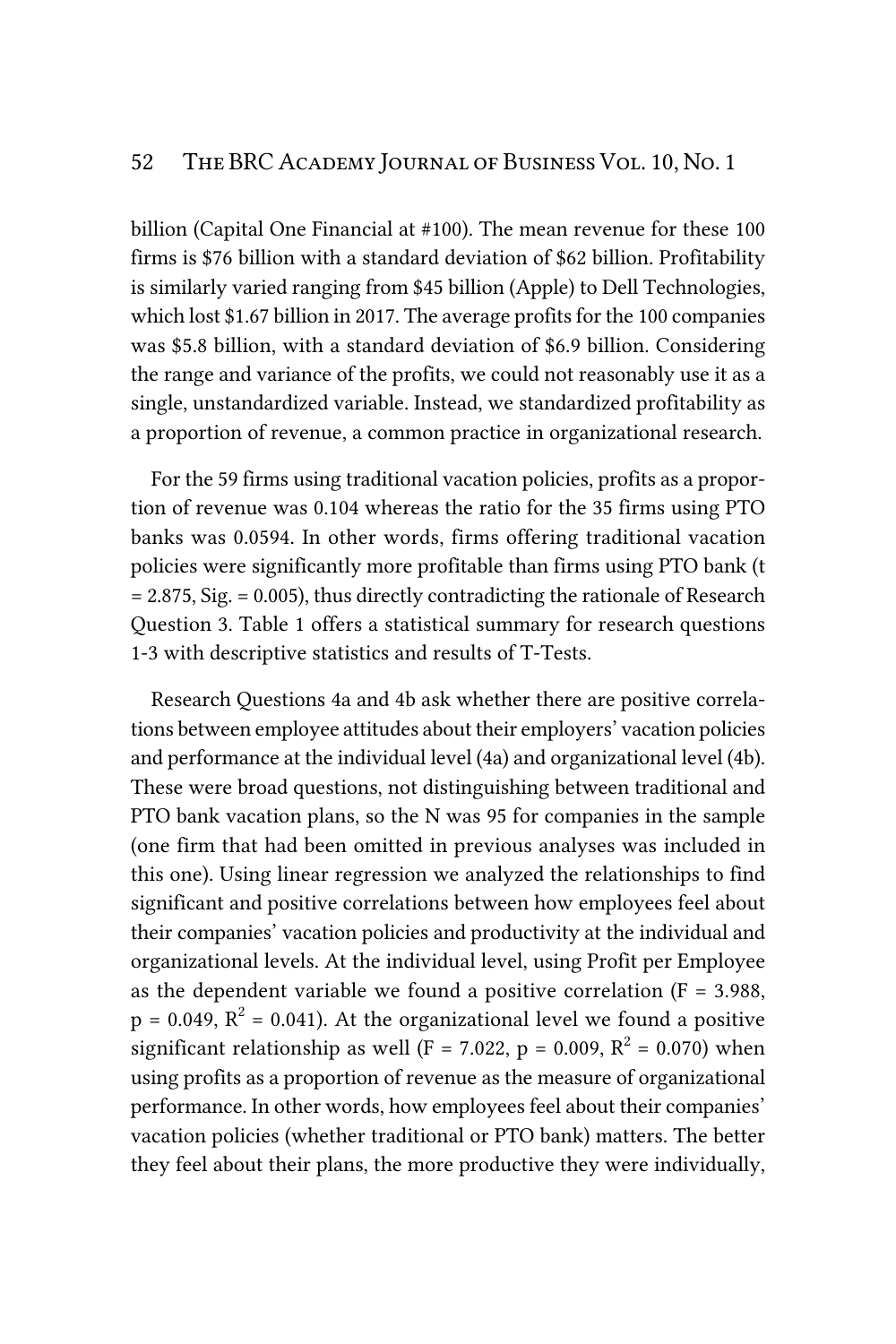billion (Capital One Financial at #100). The mean revenue for these 100 firms is $76 billion with a standard deviation of $62 billion. Profitability is similarly varied ranging from $45 billion (Apple) to Dell Technologies, which lost $1.67 billion in 2017. The average profits for the 100 companies was $5.8 billion, with a standard deviation of $6.9 billion. Considering the range and variance of the profits, we could not reasonably use it as a single, unstandardized variable. Instead, we standardized profitability as a proportion of revenue, a common practice in organizational research.

For the 59 firms using traditional vacation policies, profits as a proportion of revenue was 0.104 whereas the ratio for the 35 firms using PTO banks was 0.0594. In other words, firms offering traditional vacation policies were significantly more profitable than firms using PTO bank ($t = 2.875$, Sig. = 0.005), thus directly contradicting the rationale of Research Question 3. Table 1 offers a statistical summary for research questions 1-3 with descriptive statistics and results of T-Tests.

Research Questions 4a and 4b ask whether there are positive correlations between employee attitudes about their employers' vacation policies and performance at the individual level (4a) and organizational level (4b). These were broad questions, not distinguishing between traditional and PTO bank vacation plans, so the N was 95 for companies in the sample (one firm that had been omitted in previous analyses was included in this one). Using linear regression we analyzed the relationships to find significant and positive correlations between how employees feel about their companies' vacation policies and productivity at the individual and organizational levels. At the individual level, using Profit per Employee as the dependent variable we found a positive correlation ($F = 3.988$, $p = 0.049$, $R^2 = 0.041$). At the organizational level we found a positive significant relationship as well ($F = 7.022$, $p = 0.009$, $R^2 = 0.070$) when using profits as a proportion of revenue as the measure of organizational performance. In other words, how employees feel about their companies' vacation policies (whether traditional or PTO bank) matters. The better they feel about their plans, the more productive they were individually,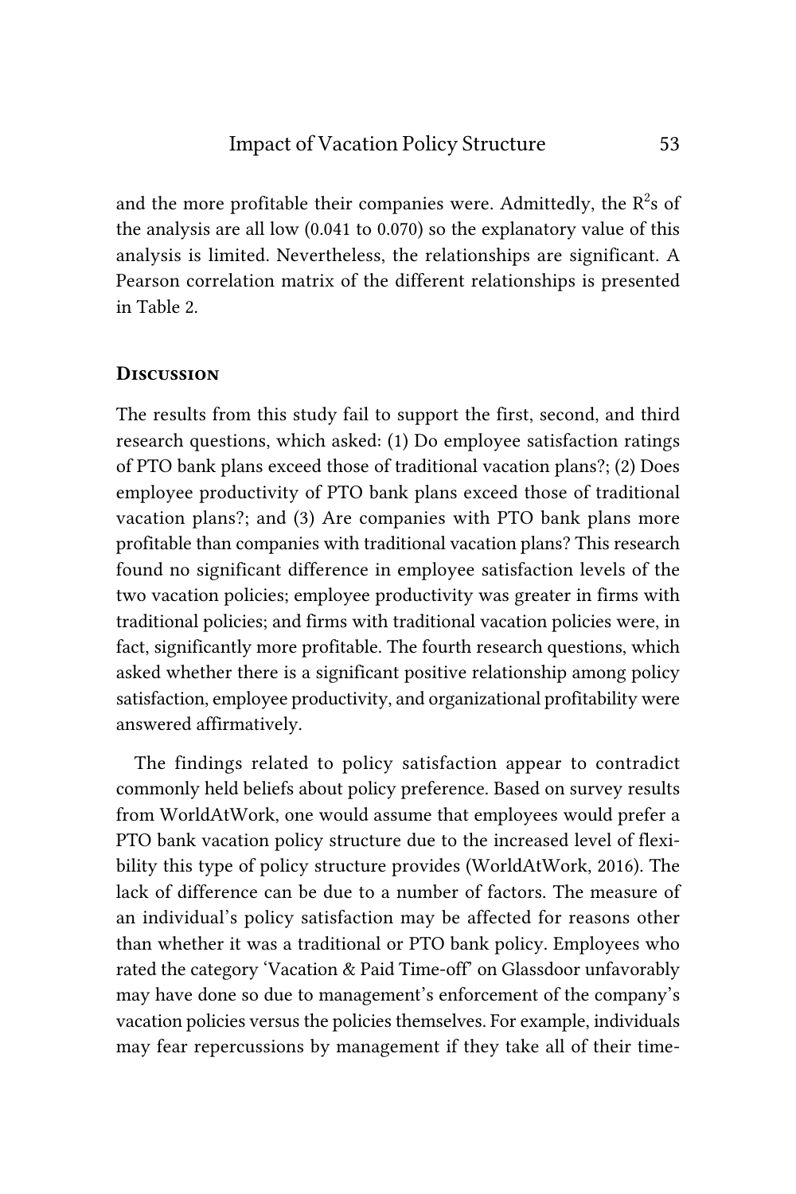and the more profitable their companies were. Admittedly, the $R^2$s of the analysis are all low (0.041 to 0.070) so the explanatory value of this analysis is limited. Nevertheless, the relationships are significant. A Pearson correlation matrix of the different relationships is presented in Table 2.

## Discussion

The results from this study fail to support the first, second, and third research questions, which asked: (1) Do employee satisfaction ratings of PTO bank plans exceed those of traditional vacation plans?; (2) Does employee productivity of PTO bank plans exceed those of traditional vacation plans?; and (3) Are companies with PTO bank plans more profitable than companies with traditional vacation plans? This research found no significant difference in employee satisfaction levels of the two vacation policies; employee productivity was greater in firms with traditional policies; and firms with traditional vacation policies were, in fact, significantly more profitable. The fourth research questions, which asked whether there is a significant positive relationship among policy satisfaction, employee productivity, and organizational profitability were answered affirmatively.

The findings related to policy satisfaction appear to contradict commonly held beliefs about policy preference. Based on survey results from WorldAtWork, one would assume that employees would prefer a PTO bank vacation policy structure due to the increased level of flexibility this type of policy structure provides (WorldAtWork, 2016). The lack of difference can be due to a number of factors. The measure of an individual's policy satisfaction may be affected for reasons other than whether it was a traditional or PTO bank policy. Employees who rated the category 'Vacation & Paid Time-off' on Glassdoor unfavorably may have done so due to management's enforcement of the company's vacation policies versus the policies themselves. For example, individuals may fear repercussions by management if they take all of their time-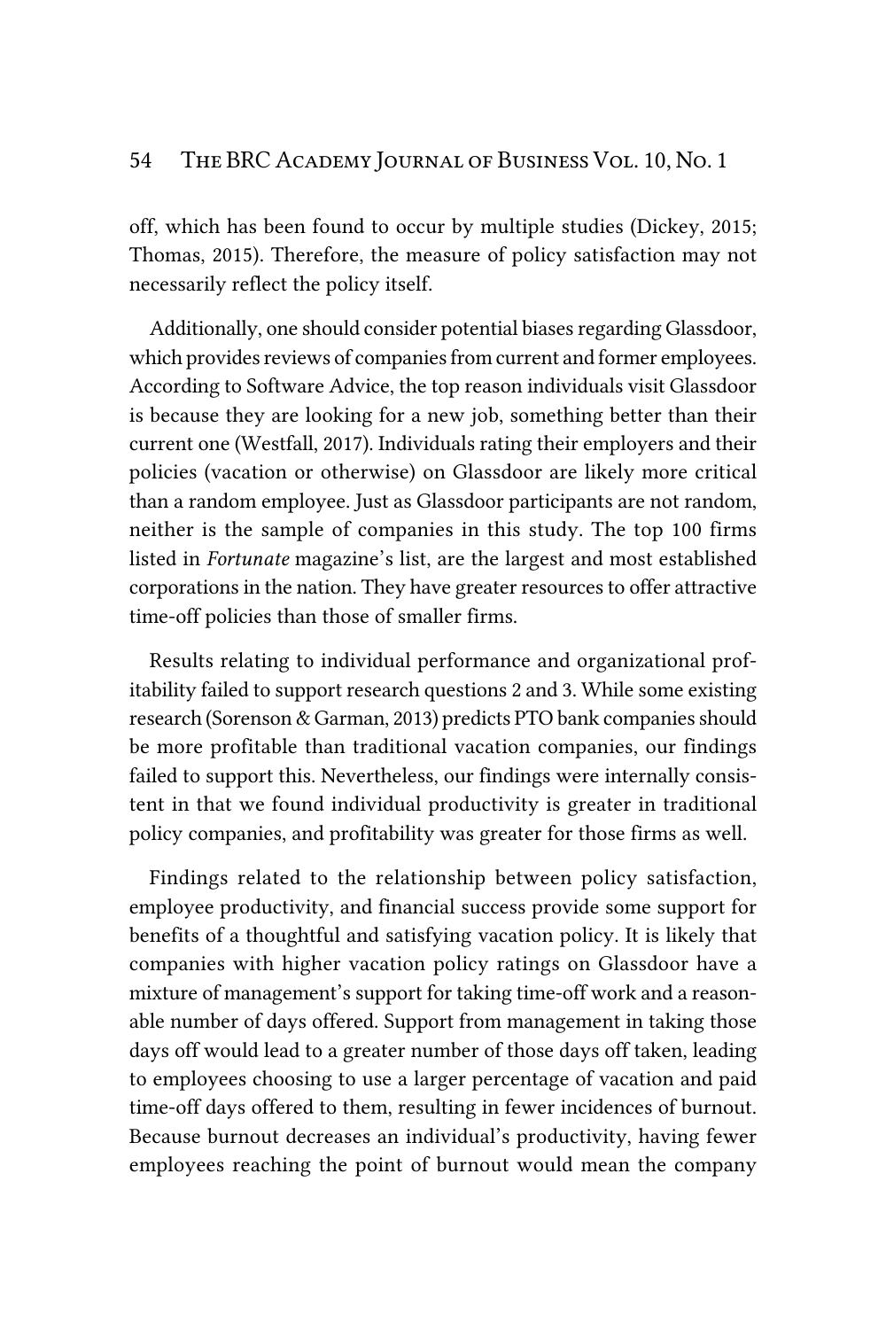off, which has been found to occur by multiple studies (Dickey, 2015; Thomas, 2015). Therefore, the measure of policy satisfaction may not necessarily reflect the policy itself.

Additionally, one should consider potential biases regarding Glassdoor, which provides reviews of companies from current and former employees. According to Software Advice, the top reason individuals visit Glassdoor is because they are looking for a new job, something better than their current one (Westfall, 2017). Individuals rating their employers and their policies (vacation or otherwise) on Glassdoor are likely more critical than a random employee. Just as Glassdoor participants are not random, neither is the sample of companies in this study. The top 100 firms listed in *Fortunate* magazine's list, are the largest and most established corporations in the nation. They have greater resources to offer attractive time-off policies than those of smaller firms.

Results relating to individual performance and organizational profitability failed to support research questions 2 and 3. While some existing research (Sorenson & Garman, 2013) predicts PTO bank companies should be more profitable than traditional vacation companies, our findings failed to support this. Nevertheless, our findings were internally consistent in that we found individual productivity is greater in traditional policy companies, and profitability was greater for those firms as well.

Findings related to the relationship between policy satisfaction, employee productivity, and financial success provide some support for benefits of a thoughtful and satisfying vacation policy. It is likely that companies with higher vacation policy ratings on Glassdoor have a mixture of management's support for taking time-off work and a reasonable number of days offered. Support from management in taking those days off would lead to a greater number of those days off taken, leading to employees choosing to use a larger percentage of vacation and paid time-off days offered to them, resulting in fewer incidences of burnout. Because burnout decreases an individual's productivity, having fewer employees reaching the point of burnout would mean the company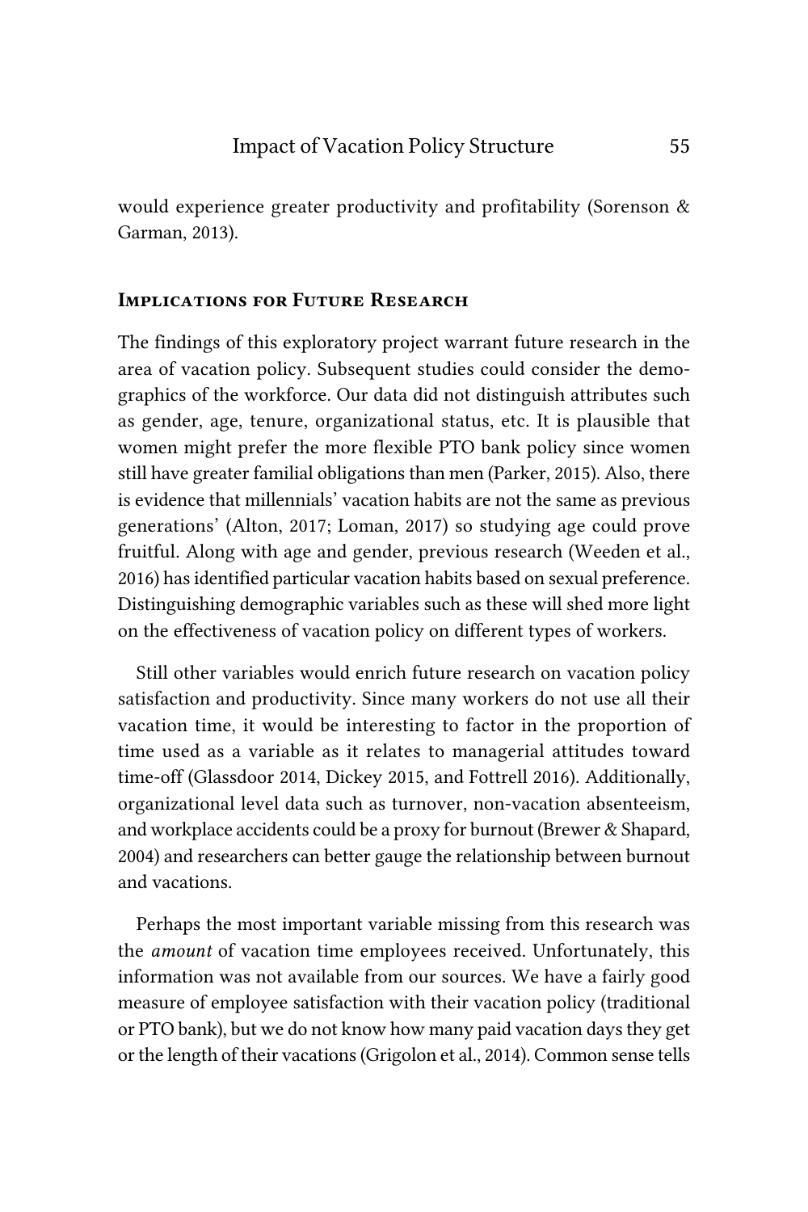would experience greater productivity and profitability (Sorenson & Garman, 2013).

## Implications for Future Research

The findings of this exploratory project warrant future research in the area of vacation policy. Subsequent studies could consider the demographics of the workforce. Our data did not distinguish attributes such as gender, age, tenure, organizational status, etc. It is plausible that women might prefer the more flexible PTO bank policy since women still have greater familial obligations than men (Parker, 2015). Also, there is evidence that millennials' vacation habits are not the same as previous generations' (Alton, 2017; Loman, 2017) so studying age could prove fruitful. Along with age and gender, previous research (Weeden et al., 2016) has identified particular vacation habits based on sexual preference. Distinguishing demographic variables such as these will shed more light on the effectiveness of vacation policy on different types of workers.

Still other variables would enrich future research on vacation policy satisfaction and productivity. Since many workers do not use all their vacation time, it would be interesting to factor in the proportion of time used as a variable as it relates to managerial attitudes toward time-off (Glassdoor 2014, Dickey 2015, and Fottrell 2016). Additionally, organizational level data such as turnover, non-vacation absenteeism, and workplace accidents could be a proxy for burnout (Brewer & Shapard, 2004) and researchers can better gauge the relationship between burnout and vacations.

Perhaps the most important variable missing from this research was the *amount* of vacation time employees received. Unfortunately, this information was not available from our sources. We have a fairly good measure of employee satisfaction with their vacation policy (traditional or PTO bank), but we do not know how many paid vacation days they get or the length of their vacations (Grigolon et al., 2014). Common sense tells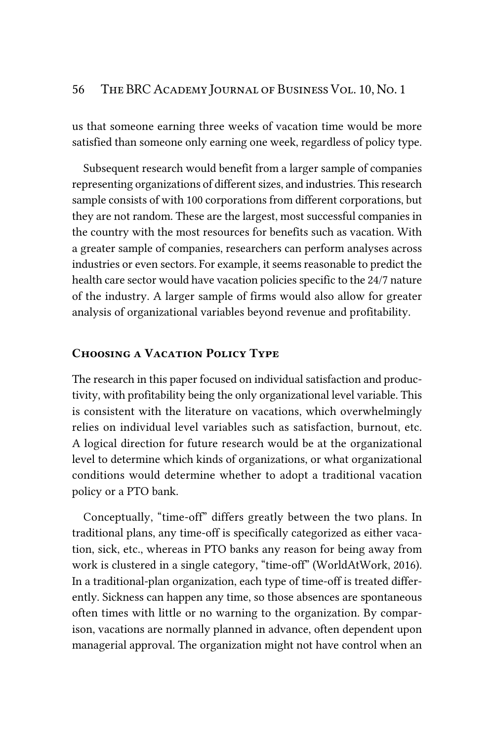us that someone earning three weeks of vacation time would be more satisfied than someone only earning one week, regardless of policy type.

Subsequent research would benefit from a larger sample of companies representing organizations of different sizes, and industries. This research sample consists of with 100 corporations from different corporations, but they are not random. These are the largest, most successful companies in the country with the most resources for benefits such as vacation. With a greater sample of companies, researchers can perform analyses across industries or even sectors. For example, it seems reasonable to predict the health care sector would have vacation policies specific to the 24/7 nature of the industry. A larger sample of firms would also allow for greater analysis of organizational variables beyond revenue and profitability.

### Choosing a Vacation Policy Type

The research in this paper focused on individual satisfaction and productivity, with profitability being the only organizational level variable. This is consistent with the literature on vacations, which overwhelmingly relies on individual level variables such as satisfaction, burnout, etc. A logical direction for future research would be at the organizational level to determine which kinds of organizations, or what organizational conditions would determine whether to adopt a traditional vacation policy or a PTO bank.

Conceptually, "time-off" differs greatly between the two plans. In traditional plans, any time-off is specifically categorized as either vacation, sick, etc., whereas in PTO banks any reason for being away from work is clustered in a single category, "time-off" (WorldAtWork, 2016). In a traditional-plan organization, each type of time-off is treated differently. Sickness can happen any time, so those absences are spontaneous often times with little or no warning to the organization. By comparison, vacations are normally planned in advance, often dependent upon managerial approval. The organization might not have control when an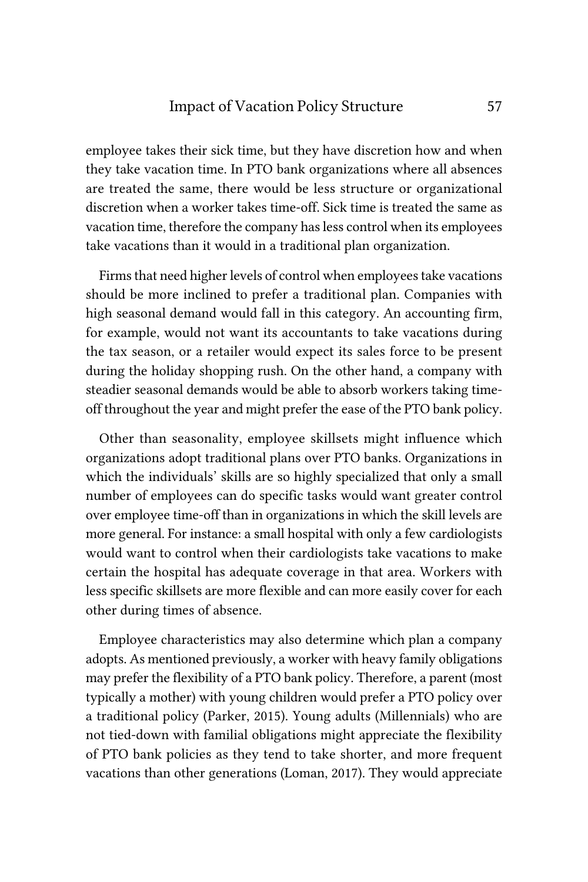employee takes their sick time, but they have discretion how and when they take vacation time. In PTO bank organizations where all absences are treated the same, there would be less structure or organizational discretion when a worker takes time-off. Sick time is treated the same as vacation time, therefore the company has less control when its employees take vacations than it would in a traditional plan organization.

Firms that need higher levels of control when employees take vacations should be more inclined to prefer a traditional plan. Companies with high seasonal demand would fall in this category. An accounting firm, for example, would not want its accountants to take vacations during the tax season, or a retailer would expect its sales force to be present during the holiday shopping rush. On the other hand, a company with steadier seasonal demands would be able to absorb workers taking time-off throughout the year and might prefer the ease of the PTO bank policy.

Other than seasonality, employee skillsets might influence which organizations adopt traditional plans over PTO banks. Organizations in which the individuals' skills are so highly specialized that only a small number of employees can do specific tasks would want greater control over employee time-off than in organizations in which the skill levels are more general. For instance: a small hospital with only a few cardiologists would want to control when their cardiologists take vacations to make certain the hospital has adequate coverage in that area. Workers with less specific skillsets are more flexible and can more easily cover for each other during times of absence.

Employee characteristics may also determine which plan a company adopts. As mentioned previously, a worker with heavy family obligations may prefer the flexibility of a PTO bank policy. Therefore, a parent (most typically a mother) with young children would prefer a PTO policy over a traditional policy (Parker, 2015). Young adults (Millennials) who are not tied-down with familial obligations might appreciate the flexibility of PTO bank policies as they tend to take shorter, and more frequent vacations than other generations (Loman, 2017). They would appreciate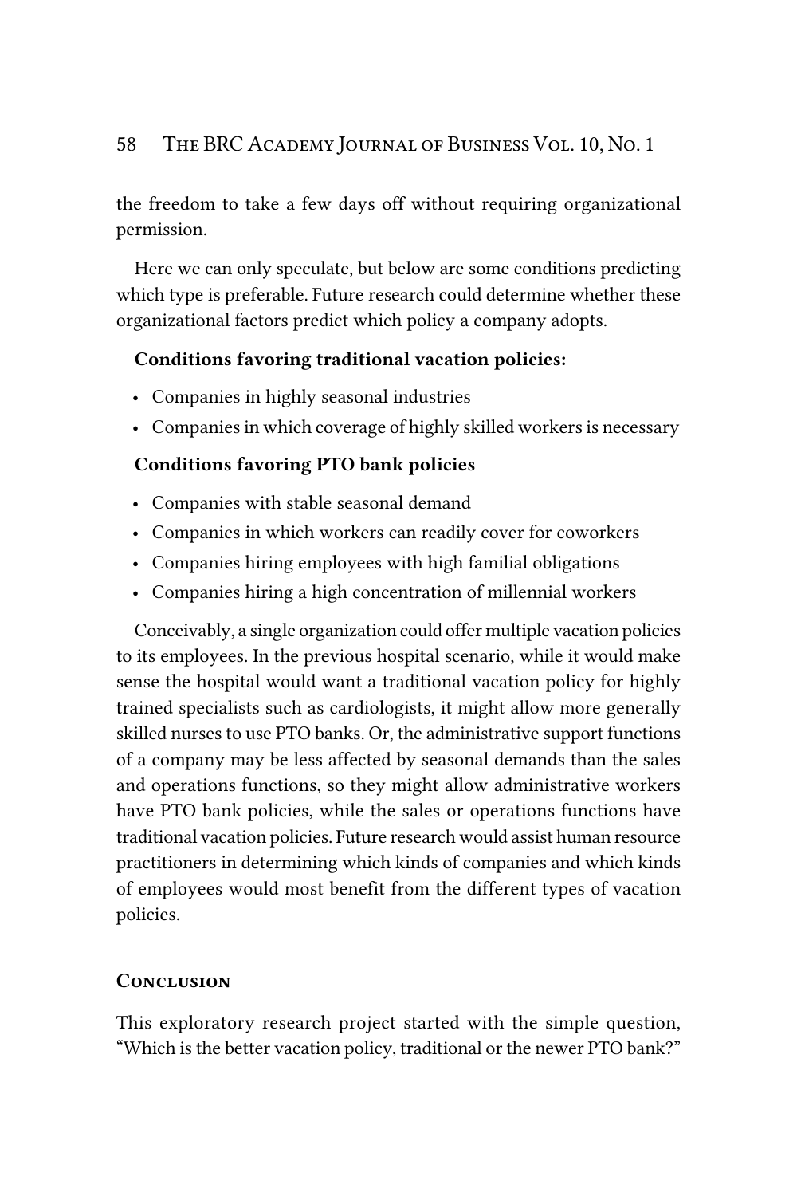the freedom to take a few days off without requiring organizational permission.

Here we can only speculate, but below are some conditions predicting which type is preferable. Future research could determine whether these organizational factors predict which policy a company adopts.

**Conditions favoring traditional vacation policies:**

- Companies in highly seasonal industries
- Companies in which coverage of highly skilled workers is necessary

**Conditions favoring PTO bank policies**

- Companies with stable seasonal demand
- Companies in which workers can readily cover for coworkers
- Companies hiring employees with high familial obligations
- Companies hiring a high concentration of millennial workers

Conceivably, a single organization could offer multiple vacation policies to its employees. In the previous hospital scenario, while it would make sense the hospital would want a traditional vacation policy for highly trained specialists such as cardiologists, it might allow more generally skilled nurses to use PTO banks. Or, the administrative support functions of a company may be less affected by seasonal demands than the sales and operations functions, so they might allow administrative workers have PTO bank policies, while the sales or operations functions have traditional vacation policies. Future research would assist human resource practitioners in determining which kinds of companies and which kinds of employees would most benefit from the different types of vacation policies.

## Conclusion

This exploratory research project started with the simple question, "Which is the better vacation policy, traditional or the newer PTO bank?"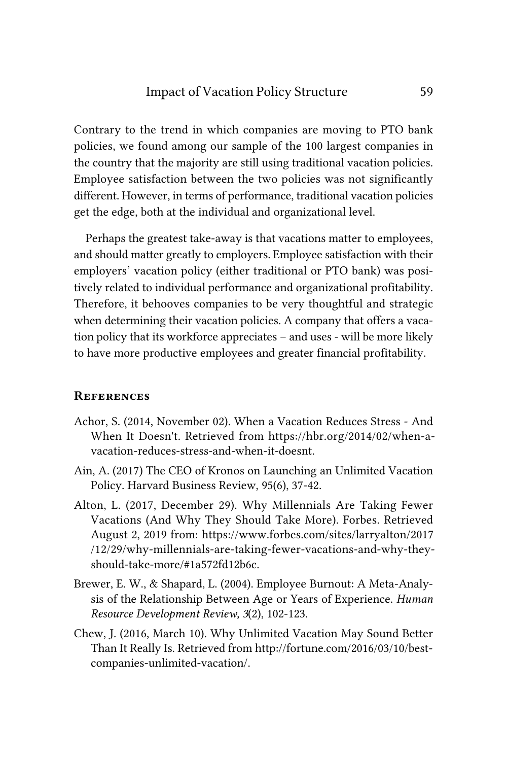Contrary to the trend in which companies are moving to PTO bank policies, we found among our sample of the 100 largest companies in the country that the majority are still using traditional vacation policies. Employee satisfaction between the two policies was not significantly different. However, in terms of performance, traditional vacation policies get the edge, both at the individual and organizational level.

Perhaps the greatest take-away is that vacations matter to employees, and should matter greatly to employers. Employee satisfaction with their employers' vacation policy (either traditional or PTO bank) was positively related to individual performance and organizational profitability. Therefore, it behooves companies to be very thoughtful and strategic when determining their vacation policies. A company that offers a vacation policy that its workforce appreciates – and uses - will be more likely to have more productive employees and greater financial profitability.

## References

Achor, S. (2014, November 02). When a Vacation Reduces Stress - And When It Doesn't. Retrieved from https://hbr.org/2014/02/when-a-vacation-reduces-stress-and-when-it-doesnt.

Ain, A. (2017) The CEO of Kronos on Launching an Unlimited Vacation Policy. Harvard Business Review, 95(6), 37-42.

Alton, L. (2017, December 29). Why Millennials Are Taking Fewer Vacations (And Why They Should Take More). Forbes. Retrieved August 2, 2019 from: https://www.forbes.com/sites/larryalton/2017/12/29/why-millennials-are-taking-fewer-vacations-and-why-they-should-take-more/#1a572fd12b6c.

Brewer, E. W., & Shapard, L. (2004). Employee Burnout: A Meta-Analysis of the Relationship Between Age or Years of Experience. *Human Resource Development Review, 3*(2), 102-123.

Chew, J. (2016, March 10). Why Unlimited Vacation May Sound Better Than It Really Is. Retrieved from http://fortune.com/2016/03/10/best-companies-unlimited-vacation/.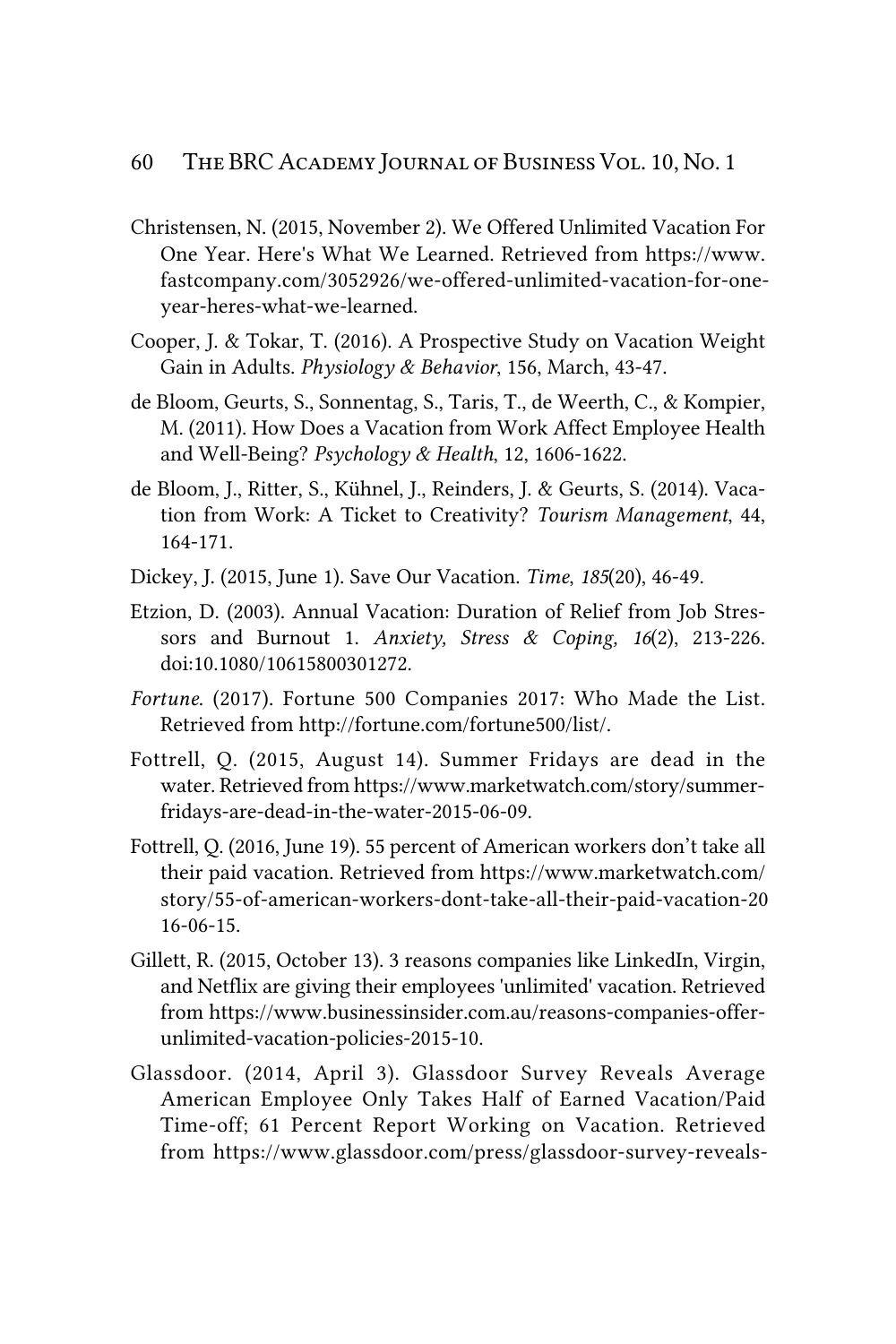Christensen, N. (2015, November 2). We Offered Unlimited Vacation For One Year. Here's What We Learned. Retrieved from https://www.fastcompany.com/3052926/we-offered-unlimited-vacation-for-one-year-heres-what-we-learned.

Cooper, J. & Tokar, T. (2016). A Prospective Study on Vacation Weight Gain in Adults. *Physiology & Behavior*, 156, March, 43-47.

de Bloom, Geurts, S., Sonnentag, S., Taris, T., de Weerth, C., & Kompier, M. (2011). How Does a Vacation from Work Affect Employee Health and Well-Being? *Psychology & Health*, 12, 1606-1622.

de Bloom, J., Ritter, S., Kühnel, J., Reinders, J. & Geurts, S. (2014). Vacation from Work: A Ticket to Creativity? *Tourism Management*, 44, 164-171.

Dickey, J. (2015, June 1). Save Our Vacation. *Time*, *185*(20), 46-49.

Etzion, D. (2003). Annual Vacation: Duration of Relief from Job Stressors and Burnout 1. *Anxiety, Stress & Coping, 16*(2), 213-226. doi:10.1080/10615800301272.

*Fortune*. (2017). Fortune 500 Companies 2017: Who Made the List. Retrieved from http://fortune.com/fortune500/list/.

Fottrell, Q. (2015, August 14). Summer Fridays are dead in the water. Retrieved from https://www.marketwatch.com/story/summer-fridays-are-dead-in-the-water-2015-06-09.

Fottrell, Q. (2016, June 19). 55 percent of American workers don't take all their paid vacation. Retrieved from https://www.marketwatch.com/story/55-of-american-workers-dont-take-all-their-paid-vacation-2016-06-15.

Gillett, R. (2015, October 13). 3 reasons companies like LinkedIn, Virgin, and Netflix are giving their employees 'unlimited' vacation. Retrieved from https://www.businessinsider.com.au/reasons-companies-offer-unlimited-vacation-policies-2015-10.

Glassdoor. (2014, April 3). Glassdoor Survey Reveals Average American Employee Only Takes Half of Earned Vacation/Paid Time-off; 61 Percent Report Working on Vacation. Retrieved from https://www.glassdoor.com/press/glassdoor-survey-reveals-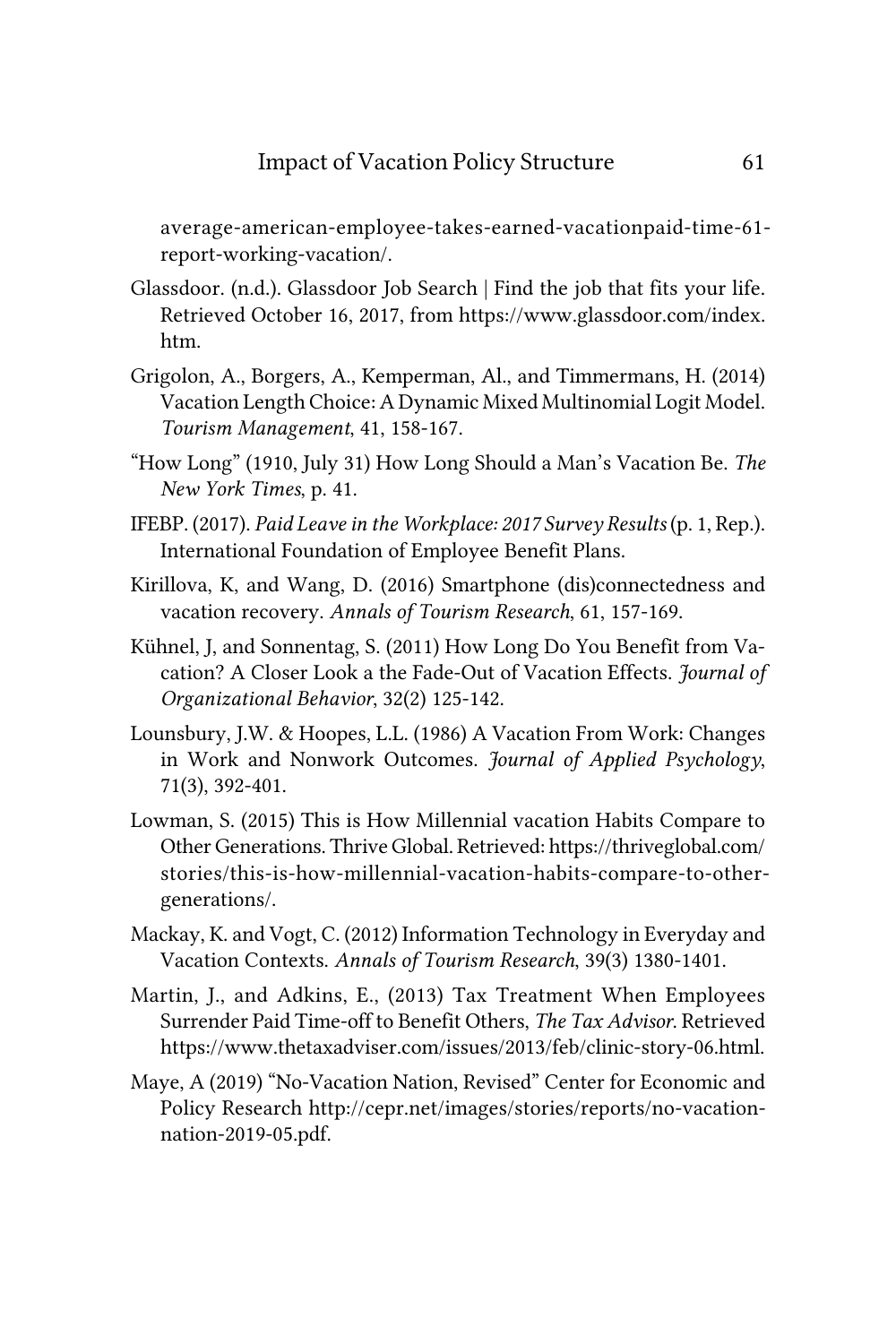average-american-employee-takes-earned-vacationpaid-time-61-report-working-vacation/.

Glassdoor. (n.d.). Glassdoor Job Search | Find the job that fits your life. Retrieved October 16, 2017, from https://www.glassdoor.com/index.htm.

Grigolon, A., Borgers, A., Kemperman, Al., and Timmermans, H. (2014) Vacation Length Choice: A Dynamic Mixed Multinomial Logit Model. *Tourism Management*, 41, 158-167.

"How Long" (1910, July 31) How Long Should a Man's Vacation Be. *The New York Times*, p. 41.

IFEBP. (2017). *Paid Leave in the Workplace: 2017 Survey Results* (p. 1, Rep.). International Foundation of Employee Benefit Plans.

Kirillova, K, and Wang, D. (2016) Smartphone (dis)connectedness and vacation recovery. *Annals of Tourism Research*, 61, 157-169.

Kühnel, J, and Sonnentag, S. (2011) How Long Do You Benefit from Vacation? A Closer Look a the Fade-Out of Vacation Effects. *Journal of Organizational Behavior*, 32(2) 125-142.

Lounsbury, J.W. & Hoopes, L.L. (1986) A Vacation From Work: Changes in Work and Nonwork Outcomes. *Journal of Applied Psychology*, 71(3), 392-401.

Lowman, S. (2015) This is How Millennial vacation Habits Compare to Other Generations. Thrive Global. Retrieved: https://thriveglobal.com/stories/this-is-how-millennial-vacation-habits-compare-to-other-generations/.

Mackay, K. and Vogt, C. (2012) Information Technology in Everyday and Vacation Contexts. *Annals of Tourism Research*, 39(3) 1380-1401.

Martin, J., and Adkins, E., (2013) Tax Treatment When Employees Surrender Paid Time-off to Benefit Others, *The Tax Advisor*. Retrieved https://www.thetaxadviser.com/issues/2013/feb/clinic-story-06.html.

Maye, A (2019) "No-Vacation Nation, Revised" Center for Economic and Policy Research http://cepr.net/images/stories/reports/no-vacation-nation-2019-05.pdf.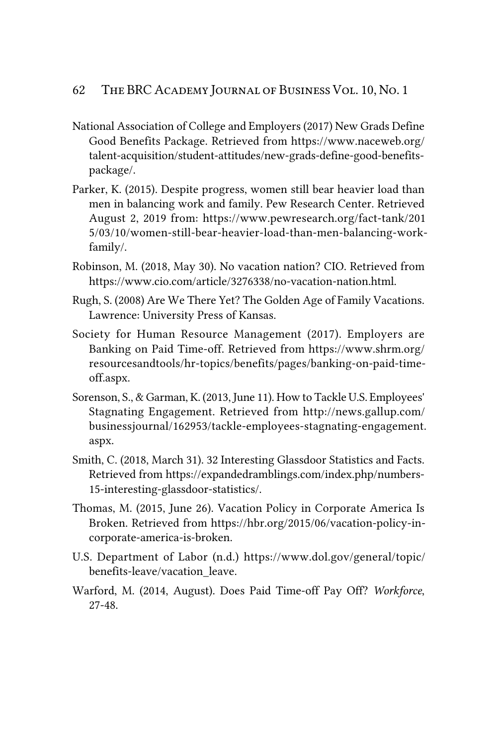National Association of College and Employers (2017) New Grads Define Good Benefits Package. Retrieved from https://www.naceweb.org/talent-acquisition/student-attitudes/new-grads-define-good-benefits-package/.

Parker, K. (2015). Despite progress, women still bear heavier load than men in balancing work and family. Pew Research Center. Retrieved August 2, 2019 from: https://www.pewresearch.org/fact-tank/2015/03/10/women-still-bear-heavier-load-than-men-balancing-work-family/.

Robinson, M. (2018, May 30). No vacation nation? CIO. Retrieved from https://www.cio.com/article/3276338/no-vacation-nation.html.

Rugh, S. (2008) Are We There Yet? The Golden Age of Family Vacations. Lawrence: University Press of Kansas.

Society for Human Resource Management (2017). Employers are Banking on Paid Time-off. Retrieved from https://www.shrm.org/resourcesandtools/hr-topics/benefits/pages/banking-on-paid-time-off.aspx.

Sorenson, S., & Garman, K. (2013, June 11). How to Tackle U.S. Employees' Stagnating Engagement. Retrieved from http://news.gallup.com/businessjournal/162953/tackle-employees-stagnating-engagement.aspx.

Smith, C. (2018, March 31). 32 Interesting Glassdoor Statistics and Facts. Retrieved from https://expandedramblings.com/index.php/numbers-15-interesting-glassdoor-statistics/.

Thomas, M. (2015, June 26). Vacation Policy in Corporate America Is Broken. Retrieved from https://hbr.org/2015/06/vacation-policy-in-corporate-america-is-broken.

U.S. Department of Labor (n.d.) https://www.dol.gov/general/topic/benefits-leave/vacation_leave.

Warford, M. (2014, August). Does Paid Time-off Pay Off? *Workforce*, 27-48.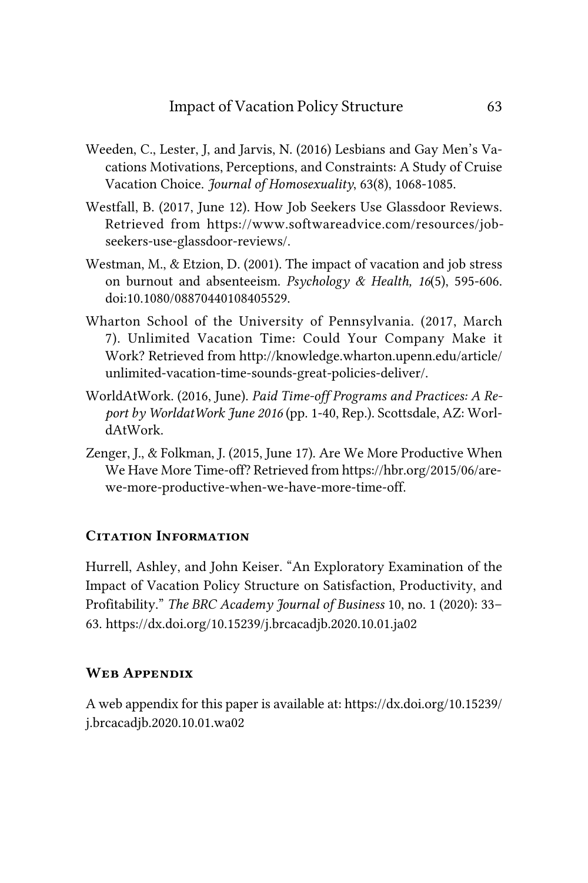Weeden, C., Lester, J, and Jarvis, N. (2016) Lesbians and Gay Men's Vacations Motivations, Perceptions, and Constraints: A Study of Cruise Vacation Choice. *Journal of Homosexuality*, 63(8), 1068-1085.

Westfall, B. (2017, June 12). How Job Seekers Use Glassdoor Reviews. Retrieved from https://www.softwareadvice.com/resources/job-seekers-use-glassdoor-reviews/.

Westman, M., & Etzion, D. (2001). The impact of vacation and job stress on burnout and absenteeism. *Psychology & Health, 16*(5), 595-606. doi:10.1080/08870440108405529.

Wharton School of the University of Pennsylvania. (2017, March 7). Unlimited Vacation Time: Could Your Company Make it Work? Retrieved from http://knowledge.wharton.upenn.edu/article/unlimited-vacation-time-sounds-great-policies-deliver/.

WorldAtWork. (2016, June). *Paid Time-off Programs and Practices: A Report by WorldatWork June 2016* (pp. 1-40, Rep.). Scottsdale, AZ: WorldAtWork.

Zenger, J., & Folkman, J. (2015, June 17). Are We More Productive When We Have More Time-off? Retrieved from https://hbr.org/2015/06/are-we-more-productive-when-we-have-more-time-off.

## Citation Information

Hurrell, Ashley, and John Keiser. "An Exploratory Examination of the Impact of Vacation Policy Structure on Satisfaction, Productivity, and Profitability." *The BRC Academy Journal of Business* 10, no. 1 (2020): 33–63. https://dx.doi.org/10.15239/j.brcacadjb.2020.10.01.ja02

## Web Appendix

A web appendix for this paper is available at: https://dx.doi.org/10.15239/j.brcacadjb.2020.10.01.wa02